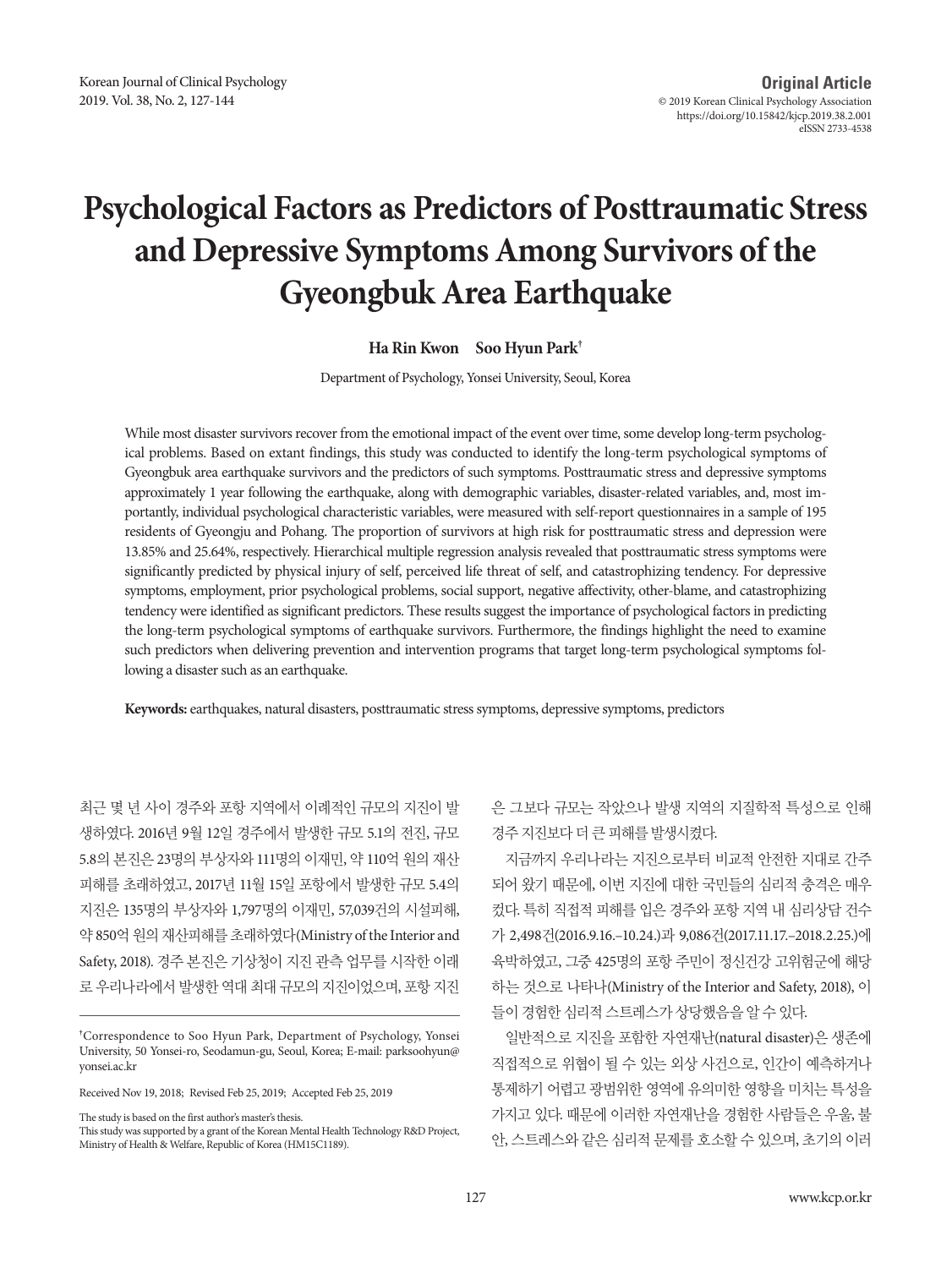**Original Article**

© 2019 Korean Clinical Psychology Association
https://doi.org/10.15842/kjcp.2019.38.2.001
eISSN 2733-4538

# Psychological Factors as Predictors of Posttraumatic Stress and Depressive Symptoms Among Survivors of the Gyeongbuk Area Earthquake

**Ha Rin Kwon  Soo Hyun Park†**

Department of Psychology, Yonsei University, Seoul, Korea

While most disaster survivors recover from the emotional impact of the event over time, some develop long-term psychological problems. Based on extant findings, this study was conducted to identify the long-term psychological symptoms of Gyeongbuk area earthquake survivors and the predictors of such symptoms. Posttraumatic stress and depressive symptoms approximately 1 year following the earthquake, along with demographic variables, disaster-related variables, and, most importantly, individual psychological characteristic variables, were measured with self-report questionnaires in a sample of 195 residents of Gyeongju and Pohang. The proportion of survivors at high risk for posttraumatic stress and depression were 13.85% and 25.64%, respectively. Hierarchical multiple regression analysis revealed that posttraumatic stress symptoms were significantly predicted by physical injury of self, perceived life threat of self, and catastrophizing tendency. For depressive symptoms, employment, prior psychological problems, social support, negative affectivity, other-blame, and catastrophizing tendency were identified as significant predictors. These results suggest the importance of psychological factors in predicting the long-term psychological symptoms of earthquake survivors. Furthermore, the findings highlight the need to examine such predictors when delivering prevention and intervention programs that target long-term psychological symptoms following a disaster such as an earthquake.

**Keywords:** earthquakes, natural disasters, posttraumatic stress symptoms, depressive symptoms, predictors

최근 몇 년 사이 경주와 포항 지역에서 이례적인 규모의 지진이 발생하였다. 2016년 9월 12일 경주에서 발생한 규모 5.1의 전진, 규모 5.8의 본진은 23명의 부상자와 111명의 이재민, 약 110억 원의 재산피해를 초래하였고, 2017년 11월 15일 포항에서 발생한 규모 5.4의 지진은 135명의 부상자와 1,797명의 이재민, 57,039건의 시설피해, 약 850억 원의 재산피해를 초래하였다(Ministry of the Interior and Safety, 2018). 경주 본진은 기상청이 지진 관측 업무를 시작한 이래로 우리나라에서 발생한 역대 최대 규모의 지진이었으며, 포항 지진은 그보다 규모는 작았으나 발생 지역의 지질학적 특성으로 인해 경주 지진보다 더 큰 피해를 발생시켰다.

지금까지 우리나라는 지진으로부터 비교적 안전한 지대로 간주되어 왔기 때문에, 이번 지진에 대한 국민들의 심리적 충격은 매우 컸다. 특히 직접적 피해를 입은 경주와 포항 지역 내 심리상담 건수가 2,498건(2016.9.16.–10.24.)과 9,086건(2017.11.17.–2018.2.25.)에 육박하였고, 그중 425명의 포항 주민이 정신건강 고위험군에 해당하는 것으로 나타나(Ministry of the Interior and Safety, 2018), 이들이 경험한 심리적 스트레스가 상당했음을 알 수 있다.

일반적으로 지진을 포함한 자연재난(natural disaster)은 생존에 직접적으로 위협이 될 수 있는 외상 사건으로, 인간이 예측하거나 통제하기 어렵고 광범위한 영역에 유의미한 영향을 미치는 특성을 가지고 있다. 때문에 이러한 자연재난을 경험한 사람들은 우울, 불안, 스트레스와 같은 심리적 문제를 호소할 수 있으며, 초기의 이러

---

†Correspondence to Soo Hyun Park, Department of Psychology, Yonsei University, 50 Yonsei-ro, Seodamun-gu, Seoul, Korea; E-mail: parksoohyun@yonsei.ac.kr

Received Nov 19, 2018; Revised Feb 25, 2019; Accepted Feb 25, 2019

The study is based on the first author's master's thesis.
This study was supported by a grant of the Korean Mental Health Technology R&D Project, Ministry of Health & Welfare, Republic of Korea (HM15C1189).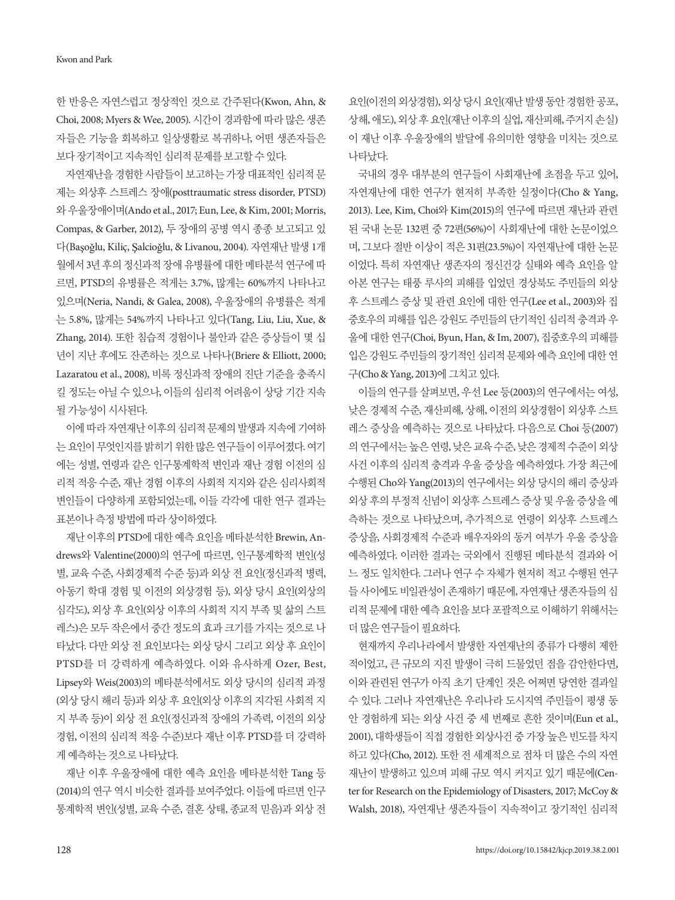한 반응은 자연스럽고 정상적인 것으로 간주된다(Kwon, Ahn, & Choi, 2008; Myers & Wee, 2005). 시간이 경과함에 따라 많은 생존자들은 기능을 회복하고 일상생활로 복귀하나, 어떤 생존자들은 보다 장기적이고 지속적인 심리적 문제를 보고할 수 있다.

자연재난을 경험한 사람들이 보고하는 가장 대표적인 심리적 문제는 외상후 스트레스 장애(posttraumatic stress disorder, PTSD)와 우울장애이며(Ando et al., 2017; Eun, Lee, & Kim, 2001; Morris, Compas, & Garber, 2012), 두 장애의 공병 역시 종종 보고되고 있다(Başoğlu, Kiliç, Şalcioğlu, & Livanou, 2004). 자연재난 발생 1개월에서 3년 후의 정신과적 장애 유병률에 대한 메타분석 연구에 따르면, PTSD의 유병률은 적게는 3.7%, 많게는 60%까지 나타나고 있으며(Neria, Nandi, & Galea, 2008), 우울장애의 유병률은 적게는 5.8%, 많게는 54%까지 나타나고 있다(Tang, Liu, Liu, Xue, & Zhang, 2014). 또한 침습적 경험이나 불안과 같은 증상들이 몇 십 년이 지난 후에도 잔존하는 것으로 나타나(Briere & Elliott, 2000; Lazaratou et al., 2008), 비록 정신과적 장애의 진단 기준을 충족시킬 정도는 아닐 수 있으나, 이들의 심리적 어려움이 상당 기간 지속될 가능성이 시사된다.

이에 따라 자연재난 이후의 심리적 문제의 발생과 지속에 기여하는 요인이 무엇인지를 밝히기 위한 많은 연구들이 이루어졌다. 여기에는 성별, 연령과 같은 인구통계학적 변인과 재난 경험 이전의 심리적 적응 수준, 재난 경험 이후의 사회적 지지와 같은 심리사회적 변인들이 다양하게 포함되었는데, 이들 각각에 대한 연구 결과는 표본이나 측정 방법에 따라 상이하였다.

재난 이후의 PTSD에 대한 예측 요인을 메타분석한 Brewin, Andrews와 Valentine(2000)의 연구에 따르면, 인구통계학적 변인(성별, 교육 수준, 사회경제적 수준 등)과 외상 전 요인(정신과적 병력, 아동기 학대 경험 및 이전의 외상경험 등), 외상 당시 요인(외상의 심각도), 외상 후 요인(외상 이후의 사회적 지지 부족 및 삶의 스트레스)은 모두 작은에서 중간 정도의 효과 크기를 가지는 것으로 나타났다. 다만 외상 전 요인보다는 외상 당시 그리고 외상 후 요인이 PTSD를 더 강력하게 예측하였다. 이와 유사하게 Ozer, Best, Lipsey와 Weis(2003)의 메타분석에서도 외상 당시의 심리적 과정(외상 당시 해리 등)과 외상 후 요인(외상 이후의 지각된 사회적 지지 부족 등)이 외상 전 요인(정신과적 장애의 가족력, 이전의 외상경험, 이전의 심리적 적응 수준)보다 재난 이후 PTSD를 더 강력하게 예측하는 것으로 나타났다.

재난 이후 우울장애에 대한 예측 요인을 메타분석한 Tang 등(2014)의 연구 역시 비슷한 결과를 보여주었다. 이들에 따르면 인구통계학적 변인(성별, 교육 수준, 결혼 상태, 종교적 믿음)과 외상 전 요인(이전의 외상경험), 외상 당시 요인(재난 발생 동안 경험한 공포, 상해, 애도), 외상 후 요인(재난 이후의 실업, 재산피해, 주거지 손실)이 재난 이후 우울장애의 발달에 유의미한 영향을 미치는 것으로 나타났다.

국내의 경우 대부분의 연구들이 사회재난에 초점을 두고 있어, 자연재난에 대한 연구가 현저히 부족한 실정이다(Cho & Yang, 2013). Lee, Kim, Choi와 Kim(2015)의 연구에 따르면 재난과 관련된 국내 논문 132편 중 72편(56%)이 사회재난에 대한 논문이었으며, 그보다 절반 이상이 적은 31편(23.5%)이 자연재난에 대한 논문이었다. 특히 자연재난 생존자의 정신건강 실태와 예측 요인을 알아본 연구는 태풍 루사의 피해를 입었던 경상북도 주민들의 외상후 스트레스 증상 및 관련 요인에 대한 연구(Lee et al., 2003)와 집중호우의 피해를 입은 강원도 주민들의 단기적인 심리적 충격과 우울에 대한 연구(Choi, Byun, Han, & Im, 2007), 집중호우의 피해를 입은 강원도 주민들의 장기적인 심리적 문제와 예측 요인에 대한 연구(Cho & Yang, 2013)에 그치고 있다.

이들의 연구를 살펴보면, 우선 Lee 등(2003)의 연구에서는 여성, 낮은 경제적 수준, 재산피해, 상해, 이전의 외상경험이 외상후 스트레스 증상을 예측하는 것으로 나타났다. 다음으로 Choi 등(2007)의 연구에서는 높은 연령, 낮은 교육 수준, 낮은 경제적 수준이 외상사건 이후의 심리적 충격과 우울 증상을 예측하였다. 가장 최근에 수행된 Cho와 Yang(2013)의 연구에서는 외상 당시의 해리 증상과 외상 후의 부정적 신념이 외상후 스트레스 증상 및 우울 증상을 예측하는 것으로 나타났으며, 추가적으로 연령이 외상후 스트레스 증상을, 사회경제적 수준과 배우자와의 동거 여부가 우울 증상을 예측하였다. 이러한 결과는 국외에서 진행된 메타분석 결과와 어느 정도 일치한다. 그러나 연구 수 자체가 현저히 적고 수행된 연구들 사이에도 비일관성이 존재하기 때문에, 자연재난 생존자들의 심리적 문제에 대한 예측 요인을 보다 포괄적으로 이해하기 위해서는 더 많은 연구들이 필요하다.

현재까지 우리나라에서 발생한 자연재난의 종류가 다행히 제한적이었고, 큰 규모의 지진 발생이 극히 드물었던 점을 감안한다면, 이와 관련된 연구가 아직 초기 단계인 것은 어쩌면 당연한 결과일 수 있다. 그러나 자연재난은 우리나라 도시지역 주민들이 평생 동안 경험하게 되는 외상 사건 중 세 번째로 흔한 것이며(Eun et al., 2001), 대학생들이 직접 경험한 외상사건 중 가장 높은 빈도를 차지하고 있다(Cho, 2012). 또한 전 세계적으로 점차 더 많은 수의 자연재난이 발생하고 있으며 피해 규모 역시 커지고 있기 때문에(Center for Research on the Epidemiology of Disasters, 2017; McCoy & Walsh, 2018), 자연재난 생존자들이 지속적이고 장기적인 심리적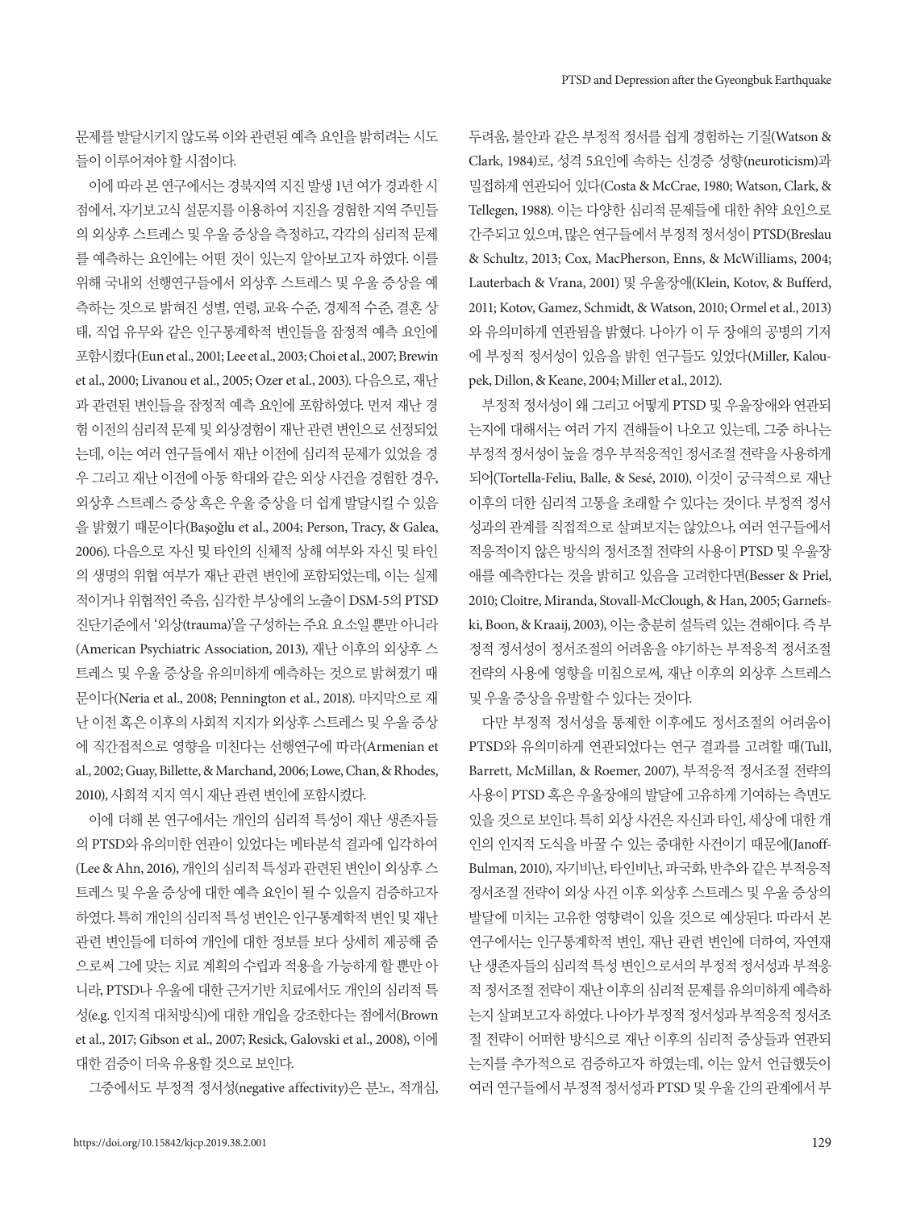문제를 발달시키지 않도록 이와 관련된 예측 요인을 밝히려는 시도들이 이루어져야 할 시점이다.

이에 따라 본 연구에서는 경북지역 지진 발생 1년 여가 경과한 시점에서, 자기보고식 설문지를 이용하여 지진을 경험한 지역 주민들의 외상후 스트레스 및 우울 증상을 측정하고, 각각의 심리적 문제를 예측하는 요인에는 어떤 것이 있는지 알아보고자 하였다. 이를 위해 국내외 선행연구들에서 외상후 스트레스 및 우울 증상을 예측하는 것으로 밝혀진 성별, 연령, 교육 수준, 경제적 수준, 결혼 상태, 직업 유무와 같은 인구통계학적 변인들을 잠정적 예측 요인에 포함시켰다(Eun et al., 2001; Lee et al., 2003; Choi et al., 2007; Brewin et al., 2000; Livanou et al., 2005; Ozer et al., 2003). 다음으로, 재난과 관련된 변인들을 잠정적 예측 요인에 포함하였다. 먼저 재난 경험 이전의 심리적 문제 및 외상경험이 재난 관련 변인으로 선정되었는데, 이는 여러 연구들에서 재난 이전에 심리적 문제가 있었을 경우 그리고 재난 이전에 아동 학대와 같은 외상 사건을 경험한 경우, 외상후 스트레스 증상 혹은 우울 증상을 더 쉽게 발달시킬 수 있음을 밝혔기 때문이다(Başoğlu et al., 2004; Person, Tracy, & Galea, 2006). 다음으로 자신 및 타인의 신체적 상해 여부와 자신 및 타인의 생명의 위협 여부가 재난 관련 변인에 포함되었는데, 이는 실제적이거나 위협적인 죽음, 심각한 부상에의 노출이 DSM-5의 PTSD 진단기준에서 '외상(trauma)'을 구성하는 주요 요소일 뿐만 아니라 (American Psychiatric Association, 2013), 재난 이후의 외상후 스트레스 및 우울 증상을 유의미하게 예측하는 것으로 밝혀졌기 때문이다(Neria et al., 2008; Pennington et al., 2018). 마지막으로 재난 이전 혹은 이후의 사회적 지지가 외상후 스트레스 및 우울 증상에 직간접적으로 영향을 미친다는 선행연구에 따라(Armenian et al., 2002; Guay, Billette, & Marchand, 2006; Lowe, Chan, & Rhodes, 2010), 사회적 지지 역시 재난 관련 변인에 포함시켰다.

이에 더해 본 연구에서는 개인의 심리적 특성이 재난 생존자들의 PTSD와 유의미한 연관이 있었다는 메타분석 결과에 입각하여 (Lee & Ahn, 2016), 개인의 심리적 특성과 관련된 변인이 외상후 스트레스 및 우울 증상에 대한 예측 요인이 될 수 있을지 검증하고자 하였다. 특히 개인의 심리적 특성 변인은 인구통계학적 변인 및 재난 관련 변인들에 더하여 개인에 대한 정보를 보다 상세히 제공해 줌으로써 그에 맞는 치료 계획의 수립과 적용을 가능하게 할 뿐만 아니라, PTSD나 우울에 대한 근거기반 치료에서도 개인의 심리적 특성(e.g. 인지적 대처방식)에 대한 개입을 강조한다는 점에서(Brown et al., 2017; Gibson et al., 2007; Resick, Galovski et al., 2008), 이에 대한 검증이 더욱 유용할 것으로 보인다.

그중에서도 부정적 정서성(negative affectivity)은 분노, 적개심, 두려움, 불안과 같은 부정적 정서를 쉽게 경험하는 기질(Watson & Clark, 1984)로, 성격 5요인에 속하는 신경증 성향(neuroticism)과 밀접하게 연관되어 있다(Costa & McCrae, 1980; Watson, Clark, & Tellegen, 1988). 이는 다양한 심리적 문제들에 대한 취약 요인으로 간주되고 있으며, 많은 연구들에서 부정적 정서성이 PTSD(Breslau & Schultz, 2013; Cox, MacPherson, Enns, & McWilliams, 2004; Lauterbach & Vrana, 2001) 및 우울장애(Klein, Kotov, & Bufferd, 2011; Kotov, Gamez, Schmidt, & Watson, 2010; Ormel et al., 2013)와 유의미하게 연관됨을 밝혔다. 나아가 이 두 장애의 공병의 기저에 부정적 정서성이 있음을 밝힌 연구들도 있었다(Miller, Kaloupek, Dillon, & Keane, 2004; Miller et al., 2012).

부정적 정서성이 왜 그리고 어떻게 PTSD 및 우울장애와 연관되는지에 대해서는 여러 가지 견해들이 나오고 있는데, 그중 하나는 부정적 정서성이 높을 경우 부적응적인 정서조절 전략을 사용하게 되어(Tortella-Feliu, Balle, & Sesé, 2010), 이것이 궁극적으로 재난 이후의 더한 심리적 고통을 초래할 수 있다는 것이다. 부정적 정서성과의 관계를 직접적으로 살펴보지는 않았으나, 여러 연구들에서 적응적이지 않은 방식의 정서조절 전략의 사용이 PTSD 및 우울장애를 예측한다는 것을 밝히고 있음을 고려한다면(Besser & Priel, 2010; Cloitre, Miranda, Stovall-McClough, & Han, 2005; Garnefski, Boon, & Kraaij, 2003), 이는 충분히 설득력 있는 견해이다. 즉 부정적 정서성이 정서조절의 어려움을 야기하는 부적응적 정서조절 전략의 사용에 영향을 미침으로써, 재난 이후의 외상후 스트레스 및 우울 증상을 유발할 수 있다는 것이다.

다만 부정적 정서성을 통제한 이후에도 정서조절의 어려움이 PTSD와 유의미하게 연관되었다는 연구 결과를 고려할 때(Tull, Barrett, McMillan, & Roemer, 2007), 부적응적 정서조절 전략의 사용이 PTSD 혹은 우울장애의 발달에 고유하게 기여하는 측면도 있을 것으로 보인다. 특히 외상 사건은 자신과 타인, 세상에 대한 개인의 인지적 도식을 바꿀 수 있는 중대한 사건이기 때문에(Janoff-Bulman, 2010), 자기비난, 타인비난, 파국화, 반추와 같은 부적응적 정서조절 전략이 외상 사건 이후 외상후 스트레스 및 우울 증상의 발달에 미치는 고유한 영향력이 있을 것으로 예상된다. 따라서 본 연구에서는 인구통계학적 변인, 재난 관련 변인에 더하여, 자연재난 생존자들의 심리적 특성 변인으로서의 부정적 정서성과 부적응적 정서조절 전략이 재난 이후의 심리적 문제를 유의미하게 예측하는지 살펴보고자 하였다. 나아가 부정적 정서성과 부적응적 정서조절 전략이 어떠한 방식으로 재난 이후의 심리적 증상들과 연관되는지를 추가적으로 검증하고자 하였는데, 이는 앞서 언급했듯이 여러 연구들에서 부정적 정서성과 PTSD 및 우울 간의 관계에서 부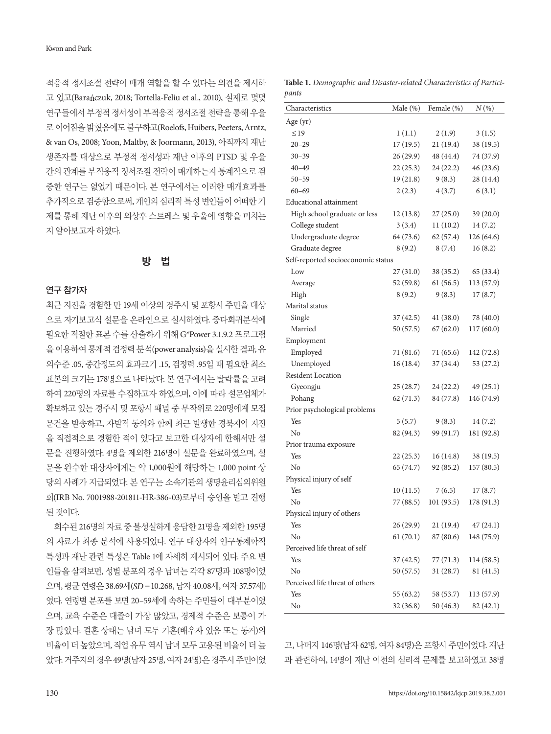적응적 정서조절 전략이 매개 역할을 할 수 있다는 의견을 제시하고 있고(Barańczuk, 2018; Tortella-Feliu et al., 2010), 실제로 몇몇 연구들에서 부정적 정서성이 부적응적 정서조절 전략을 통해 우울로 이어짐을 밝혔음에도 불구하고(Roelofs, Huibers, Peeters, Arntz, & van Os, 2008; Yoon, Maltby, & Joormann, 2013), 아직까지 재난 생존자를 대상으로 부정적 정서성과 재난 이후의 PTSD 및 우울 간의 관계를 부적응적 정서조절 전략이 매개하는지 통계적으로 검증한 연구는 없었기 때문이다. 본 연구에서는 이러한 매개효과를 추가적으로 검증함으로써, 개인의 심리적 특성 변인들이 어떠한 기제를 통해 재난 이후의 외상후 스트레스 및 우울에 영향을 미치는지 알아보고자 하였다.

## 방 법

### 연구 참가자

최근 지진을 경험한 만 19세 이상의 경주시 및 포항시 주민을 대상으로 자기보고식 설문을 온라인으로 실시하였다. 중다회귀분석에 필요한 적절한 표본 수를 산출하기 위해 G*Power 3.1.9.2 프로그램을 이용하여 통계적 검정력 분석(power analysis)을 실시한 결과, 유의수준 .05, 중간정도의 효과크기 .15, 검정력 .95일 때 필요한 최소 표본의 크기는 178명으로 나타났다. 본 연구에서는 탈락률을 고려하여 220명의 자료를 수집하고자 하였으며, 이에 따라 설문업체가 확보하고 있는 경주시 및 포항시 패널 중 무작위로 220명에게 모집 문건을 발송하고, 자발적 동의와 함께 최근 발생한 경북지역 지진을 직접적으로 경험한 적이 있다고 보고한 대상자에 한해서만 설문을 진행하였다. 4명을 제외한 216명이 설문을 완료하였으며, 설문을 완수한 대상자에게는 약 1,000원에 해당하는 1,000 point 상당의 사례가 지급되었다. 본 연구는 소속기관의 생명윤리심의위원회(IRB No. 7001988-201811-HR-386-03)로부터 승인을 받고 진행된 것이다.

회수된 216명의 자료 중 불성실하게 응답한 21명을 제외한 195명의 자료가 최종 분석에 사용되었다. 연구 대상자의 인구통계학적 특성과 재난 관련 특성은 Table 1에 자세히 제시되어 있다. 주요 변인들을 살펴보면, 성별 분포의 경우 남녀는 각각 87명과 108명이었으며, 평균 연령은 38.69세(*SD* = 10.268, 남자 40.08세, 여자 37.57세)였다. 연령별 분포를 보면 20–59세에 속하는 주민들이 대부분이었으며, 교육 수준은 대졸이 가장 많았고, 경제적 수준은 보통이 가장 많았다. 결혼 상태는 남녀 모두 기혼(배우자 있음 또는 동거)의 비율이 더 높았으며, 직업 유무 역시 남녀 모두 고용된 비율이 더 높았다. 거주지의 경우 49명(남자 25명, 여자 24명)은 경주시 주민이었고, 나머지 146명(남자 62명, 여자 84명)은 포항시 주민이었다. 재난과 관련하여, 14명이 재난 이전의 심리적 문제를 보고하였고 38명

**Table 1.** *Demographic and Disaster-related Characteristics of Participants*

| Characteristics | Male (%) | Female (%) | *N* (%) |
|---|---|---|---|
| Age (yr) | | | |
| ≤ 19 | 1 (1.1) | 2 (1.9) | 3 (1.5) |
| 20–29 | 17 (19.5) | 21 (19.4) | 38 (19.5) |
| 30–39 | 26 (29.9) | 48 (44.4) | 74 (37.9) |
| 40–49 | 22 (25.3) | 24 (22.2) | 46 (23.6) |
| 50–59 | 19 (21.8) | 9 (8.3) | 28 (14.4) |
| 60–69 | 2 (2.3) | 4 (3.7) | 6 (3.1) |
| Educational attainment | | | |
| High school graduate or less | 12 (13.8) | 27 (25.0) | 39 (20.0) |
| College student | 3 (3.4) | 11 (10.2) | 14 (7.2) |
| Undergraduate degree | 64 (73.6) | 62 (57.4) | 126 (64.6) |
| Graduate degree | 8 (9.2) | 8 (7.4) | 16 (8.2) |
| Self-reported socioeconomic status | | | |
| Low | 27 (31.0) | 38 (35.2) | 65 (33.4) |
| Average | 52 (59.8) | 61 (56.5) | 113 (57.9) |
| High | 8 (9.2) | 9 (8.3) | 17 (8.7) |
| Marital status | | | |
| Single | 37 (42.5) | 41 (38.0) | 78 (40.0) |
| Married | 50 (57.5) | 67 (62.0) | 117 (60.0) |
| Employment | | | |
| Employed | 71 (81.6) | 71 (65.6) | 142 (72.8) |
| Unemployed | 16 (18.4) | 37 (34.4) | 53 (27.2) |
| Resident Location | | | |
| Gyeongju | 25 (28.7) | 24 (22.2) | 49 (25.1) |
| Pohang | 62 (71.3) | 84 (77.8) | 146 (74.9) |
| Prior psychological problems | | | |
| Yes | 5 (5.7) | 9 (8.3) | 14 (7.2) |
| No | 82 (94.3) | 99 (91.7) | 181 (92.8) |
| Prior trauma exposure | | | |
| Yes | 22 (25.3) | 16 (14.8) | 38 (19.5) |
| No | 65 (74.7) | 92 (85.2) | 157 (80.5) |
| Physical injury of self | | | |
| Yes | 10 (11.5) | 7 (6.5) | 17 (8.7) |
| No | 77 (88.5) | 101 (93.5) | 178 (91.3) |
| Physical injury of others | | | |
| Yes | 26 (29.9) | 21 (19.4) | 47 (24.1) |
| No | 61 (70.1) | 87 (80.6) | 148 (75.9) |
| Perceived life threat of self | | | |
| Yes | 37 (42.5) | 77 (71.3) | 114 (58.5) |
| No | 50 (57.5) | 31 (28.7) | 81 (41.5) |
| Perceived life threat of others | | | |
| Yes | 55 (63.2) | 58 (53.7) | 113 (57.9) |
| No | 32 (36.8) | 50 (46.3) | 82 (42.1) |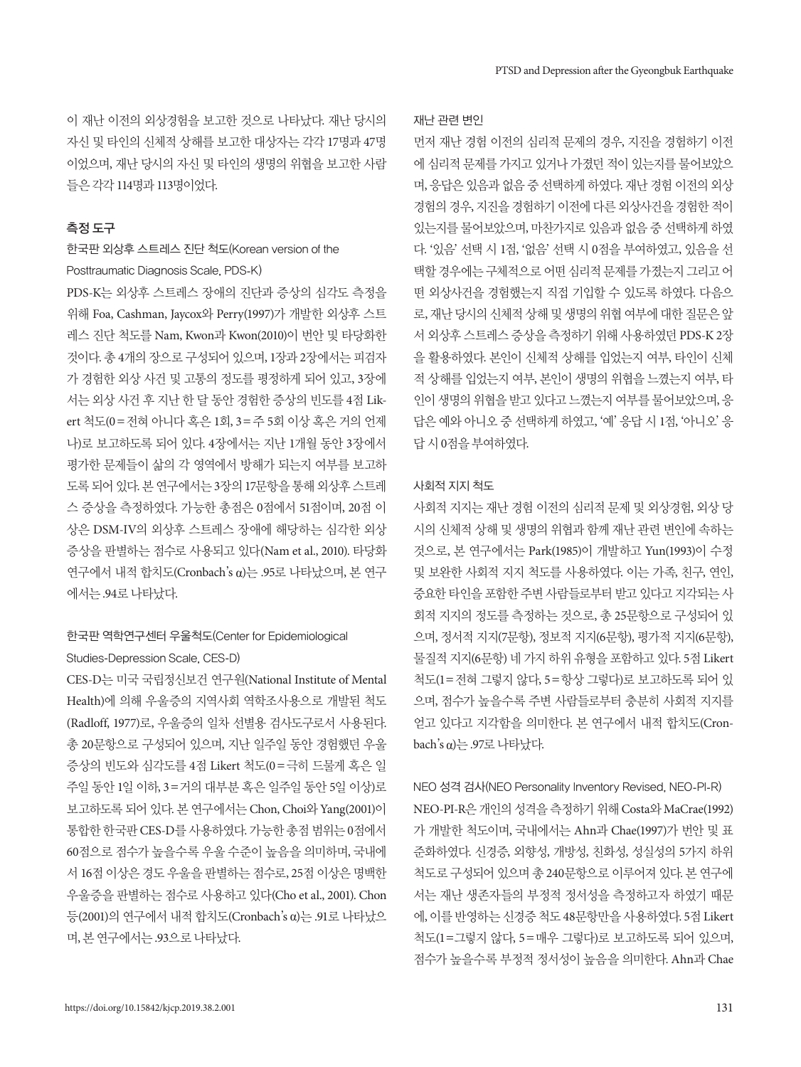이 재난 이전의 외상경험을 보고한 것으로 나타났다. 재난 당시의 자신 및 타인의 신체적 상해를 보고한 대상자는 각각 17명과 47명이었으며, 재난 당시의 자신 및 타인의 생명의 위협을 보고한 사람들은 각각 114명과 113명이었다.

## 측정 도구

### 한국판 외상후 스트레스 진단 척도(Korean version of the Posttraumatic Diagnosis Scale, PDS-K)

PDS-K는 외상후 스트레스 장애의 진단과 증상의 심각도 측정을 위해 Foa, Cashman, Jaycox와 Perry(1997)가 개발한 외상후 스트레스 진단 척도를 Nam, Kwon과 Kwon(2010)이 번안 및 타당화한 것이다. 총 4개의 장으로 구성되어 있으며, 1장과 2장에서는 피검자가 경험한 외상 사건 및 고통의 정도를 평정하게 되어 있고, 3장에서는 외상 사건 후 지난 한 달 동안 경험한 증상의 빈도를 4점 Likert 척도(0 = 전혀 아니다 혹은 1회, 3 = 주 5회 이상 혹은 거의 언제나)로 보고하도록 되어 있다. 4장에서는 지난 1개월 동안 3장에서 평가한 문제들이 삶의 각 영역에서 방해가 되는지 여부를 보고하도록 되어 있다. 본 연구에서는 3장의 17문항을 통해 외상후 스트레스 증상을 측정하였다. 가능한 총점은 0점에서 51점이며, 20점 이상은 DSM-IV의 외상후 스트레스 장애에 해당하는 심각한 외상 증상을 판별하는 점수로 사용되고 있다(Nam et al., 2010). 타당화 연구에서 내적 합치도(Cronbach's α)는 .95로 나타났으며, 본 연구에서는 .94로 나타났다.

### 한국판 역학연구센터 우울척도(Center for Epidemiological Studies-Depression Scale, CES-D)

CES-D는 미국 국립정신보건 연구원(National Institute of Mental Health)에 의해 우울증의 지역사회 역학조사용으로 개발된 척도(Radloff, 1977)로, 우울증의 일차 선별용 검사도구로서 사용된다. 총 20문항으로 구성되어 있으며, 지난 일주일 동안 경험했던 우울 증상의 빈도와 심각도를 4점 Likert 척도(0 = 극히 드물게 혹은 일주일 동안 1일 이하, 3 = 거의 대부분 혹은 일주일 동안 5일 이상)로 보고하도록 되어 있다. 본 연구에서는 Chon, Choi와 Yang(2001)이 통합한 한국판 CES-D를 사용하였다. 가능한 총점 범위는 0점에서 60점으로 점수가 높을수록 우울 수준이 높음을 의미하며, 국내에서 16점 이상은 경도 우울을 판별하는 점수로, 25점 이상은 명백한 우울증을 판별하는 점수로 사용하고 있다(Cho et al., 2001). Chon 등(2001)의 연구에서 내적 합치도(Cronbach's α)는 .91로 나타났으며, 본 연구에서는 .93으로 나타났다.

### 재난 관련 변인

먼저 재난 경험 이전의 심리적 문제의 경우, 지진을 경험하기 이전에 심리적 문제를 가지고 있거나 가졌던 적이 있는지를 물어보았으며, 응답은 있음과 없음 중 선택하게 하였다. 재난 경험 이전의 외상경험의 경우, 지진을 경험하기 이전에 다른 외상사건을 경험한 적이 있는지를 물어보았으며, 마찬가지로 있음과 없음 중 선택하게 하였다. '있음' 선택 시 1점, '없음' 선택 시 0점을 부여하였고, 있음을 선택할 경우에는 구체적으로 어떤 심리적 문제를 가졌는지 그리고 어떤 외상사건을 경험했는지 직접 기입할 수 있도록 하였다. 다음으로, 재난 당시의 신체적 상해 및 생명의 위협 여부에 대한 질문은 앞서 외상후 스트레스 증상을 측정하기 위해 사용하였던 PDS-K 2장을 활용하였다. 본인이 신체적 상해를 입었는지 여부, 타인이 신체적 상해를 입었는지 여부, 본인이 생명의 위협을 느꼈는지 여부, 타인이 생명의 위협을 받고 있다고 느꼈는지 여부를 물어보았으며, 응답은 예와 아니오 중 선택하게 하였고, '예' 응답 시 1점, '아니오' 응답 시 0점을 부여하였다.

### 사회적 지지 척도

사회적 지지는 재난 경험 이전의 심리적 문제 및 외상경험, 외상 당시의 신체적 상해 및 생명의 위협과 함께 재난 관련 변인에 속하는 것으로, 본 연구에서는 Park(1985)이 개발하고 Yun(1993)이 수정 및 보완한 사회적 지지 척도를 사용하였다. 이는 가족, 친구, 연인, 중요한 타인을 포함한 주변 사람들로부터 받고 있다고 지각되는 사회적 지지의 정도를 측정하는 것으로, 총 25문항으로 구성되어 있으며, 정서적 지지(7문항), 정보적 지지(6문항), 평가적 지지(6문항), 물질적 지지(6문항) 네 가지 하위 유형을 포함하고 있다. 5점 Likert 척도(1 = 전혀 그렇지 않다, 5 = 항상 그렇다)로 보고하도록 되어 있으며, 점수가 높을수록 주변 사람들로부터 충분히 사회적 지지를 얻고 있다고 지각함을 의미한다. 본 연구에서 내적 합치도(Cronbach's α)는 .97로 나타났다.

### NEO 성격 검사(NEO Personality Inventory Revised, NEO-PI-R)

NEO-PI-R은 개인의 성격을 측정하기 위해 Costa와 MaCrae(1992)가 개발한 척도이며, 국내에서는 Ahn과 Chae(1997)가 번안 및 표준화하였다. 신경증, 외향성, 개방성, 친화성, 성실성의 5가지 하위척도로 구성되어 있으며 총 240문항으로 이루어져 있다. 본 연구에서는 재난 생존자들의 부정적 정서성을 측정하고자 하였기 때문에, 이를 반영하는 신경증 척도 48문항만을 사용하였다. 5점 Likert 척도(1 = 그렇지 않다, 5 = 매우 그렇다)로 보고하도록 되어 있으며, 점수가 높을수록 부정적 정서성이 높음을 의미한다. Ahn과 Chae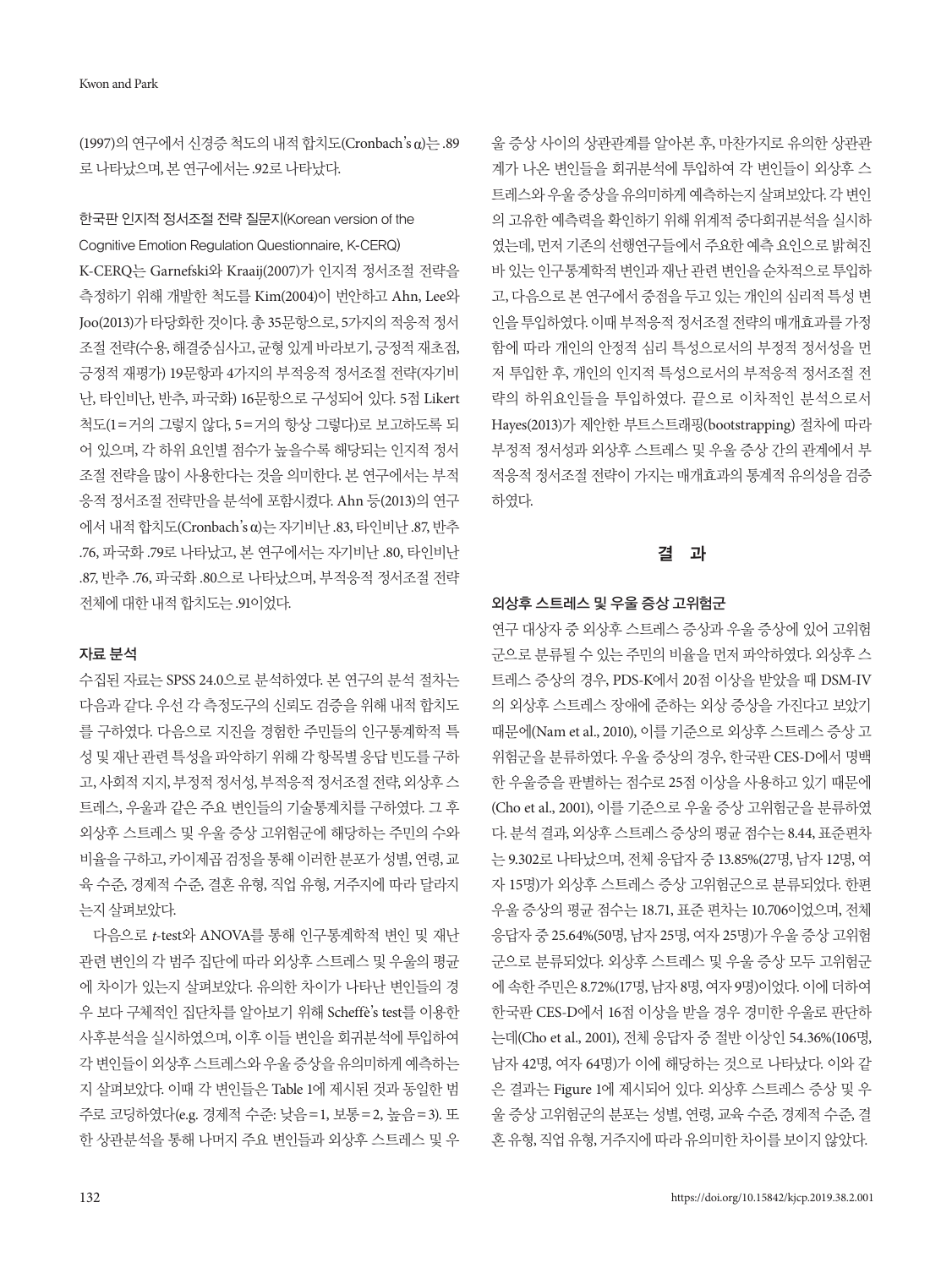(1997)의 연구에서 신경증 척도의 내적 합치도(Cronbach's α)는 .89로 나타났으며, 본 연구에서는 .92로 나타났다.

### 한국판 인지적 정서조절 전략 질문지(Korean version of the Cognitive Emotion Regulation Questionnaire, K-CERQ)

K-CERQ는 Garnefski와 Kraaij(2007)가 인지적 정서조절 전략을 측정하기 위해 개발한 척도를 Kim(2004)이 번안하고 Ahn, Lee와 Joo(2013)가 타당화한 것이다. 총 35문항으로, 5가지의 적응적 정서조절 전략(수용, 해결중심사고, 균형 있게 바라보기, 긍정적 재초점, 긍정적 재평가) 19문항과 4가지의 부적응적 정서조절 전략(자기비난, 타인비난, 반추, 파국화) 16문항으로 구성되어 있다. 5점 Likert 척도(1 = 거의 그렇지 않다, 5 = 거의 항상 그렇다)로 보고하도록 되어 있으며, 각 하위 요인별 점수가 높을수록 해당되는 인지적 정서조절 전략을 많이 사용한다는 것을 의미한다. 본 연구에서는 부적응적 정서조절 전략만을 분석에 포함시켰다. Ahn 등(2013)의 연구에서 내적 합치도(Cronbach's α)는 자기비난 .83, 타인비난 .87, 반추 .76, 파국화 .79로 나타났고, 본 연구에서는 자기비난 .80, 타인비난 .87, 반추 .76, 파국화 .80으로 나타났으며, 부적응적 정서조절 전략 전체에 대한 내적 합치도는 .91이었다.

### 자료 분석

수집된 자료는 SPSS 24.0으로 분석하였다. 본 연구의 분석 절차는 다음과 같다. 우선 각 측정도구의 신뢰도 검증을 위해 내적 합치도를 구하였다. 다음으로 지진을 경험한 주민들의 인구통계학적 특성 및 재난 관련 특성을 파악하기 위해 각 항목별 응답 빈도를 구하고, 사회적 지지, 부정적 정서성, 부적응적 정서조절 전략, 외상후 스트레스, 우울과 같은 주요 변인들의 기술통계치를 구하였다. 그 후 외상후 스트레스 및 우울 증상 고위험군에 해당하는 주민의 수와 비율을 구하고, 카이제곱 검정을 통해 이러한 분포가 성별, 연령, 교육 수준, 경제적 수준, 결혼 유형, 직업 유형, 거주지에 따라 달라지는지 살펴보았다.

다음으로 *t*-test와 ANOVA를 통해 인구통계학적 변인 및 재난 관련 변인의 각 범주 집단에 따라 외상후 스트레스 및 우울의 평균에 차이가 있는지 살펴보았다. 유의한 차이가 나타난 변인들의 경우 보다 구체적인 집단차를 알아보기 위해 Scheffè's test를 이용한 사후분석을 실시하였으며, 이후 이들 변인을 회귀분석에 투입하여 각 변인들이 외상후 스트레스와 우울 증상을 유의미하게 예측하는지 살펴보았다. 이때 각 변인들은 Table 1에 제시된 것과 동일한 범주로 코딩하였다(e.g. 경제적 수준: 낮음 = 1, 보통 = 2, 높음 = 3). 또한 상관분석을 통해 나머지 주요 변인들과 외상후 스트레스 및 우울 증상 사이의 상관관계를 알아본 후, 마찬가지로 유의한 상관관계가 나온 변인들을 회귀분석에 투입하여 각 변인들이 외상후 스트레스와 우울 증상을 유의미하게 예측하는지 살펴보았다. 각 변인의 고유한 예측력을 확인하기 위해 위계적 중다회귀분석을 실시하였는데, 먼저 기존의 선행연구들에서 주요한 예측 요인으로 밝혀진 바 있는 인구통계학적 변인과 재난 관련 변인을 순차적으로 투입하고, 다음으로 본 연구에서 중점을 두고 있는 개인의 심리적 특성 변인을 투입하였다. 이때 부적응적 정서조절 전략의 매개효과를 가정함에 따라 개인의 안정적 심리 특성으로서의 부정적 정서성을 먼저 투입한 후, 개인의 인지적 특성으로서의 부적응적 정서조절 전략의 하위요인들을 투입하였다. 끝으로 이차적인 분석으로서 Hayes(2013)가 제안한 부트스트래핑(bootstrapping) 절차에 따라 부정적 정서성과 외상후 스트레스 및 우울 증상 간의 관계에서 부적응적 정서조절 전략이 가지는 매개효과의 통계적 유의성을 검증하였다.

## 결 과

### 외상후 스트레스 및 우울 증상 고위험군

연구 대상자 중 외상후 스트레스 증상과 우울 증상에 있어 고위험군으로 분류될 수 있는 주민의 비율을 먼저 파악하였다. 외상후 스트레스 증상의 경우, PDS-K에서 20점 이상을 받았을 때 DSM-IV의 외상후 스트레스 장애에 준하는 외상 증상을 가진다고 보았기 때문에(Nam et al., 2010), 이를 기준으로 외상후 스트레스 증상 고위험군을 분류하였다. 우울 증상의 경우, 한국판 CES-D에서 명백한 우울증을 판별하는 점수로 25점 이상을 사용하고 있기 때문에(Cho et al., 2001), 이를 기준으로 우울 증상 고위험군을 분류하였다. 분석 결과, 외상후 스트레스 증상의 평균 점수는 8.44, 표준편차는 9.302로 나타났으며, 전체 응답자 중 13.85%(27명, 남자 12명, 여자 15명)가 외상후 스트레스 증상 고위험군으로 분류되었다. 한편 우울 증상의 평균 점수는 18.71, 표준 편차는 10.706이었으며, 전체 응답자 중 25.64%(50명, 남자 25명, 여자 25명)가 우울 증상 고위험군으로 분류되었다. 외상후 스트레스 및 우울 증상 모두 고위험군에 속한 주민은 8.72%(17명, 남자 8명, 여자 9명)이었다. 이에 더하여 한국판 CES-D에서 16점 이상을 받을 경우 경미한 우울로 판단하는데(Cho et al., 2001), 전체 응답자 중 절반 이상인 54.36%(106명, 남자 42명, 여자 64명)가 이에 해당하는 것으로 나타났다. 이와 같은 결과는 Figure 1에 제시되어 있다. 외상후 스트레스 증상 및 우울 증상 고위험군의 분포는 성별, 연령, 교육 수준, 경제적 수준, 결혼 유형, 직업 유형, 거주지에 따라 유의미한 차이를 보이지 않았다.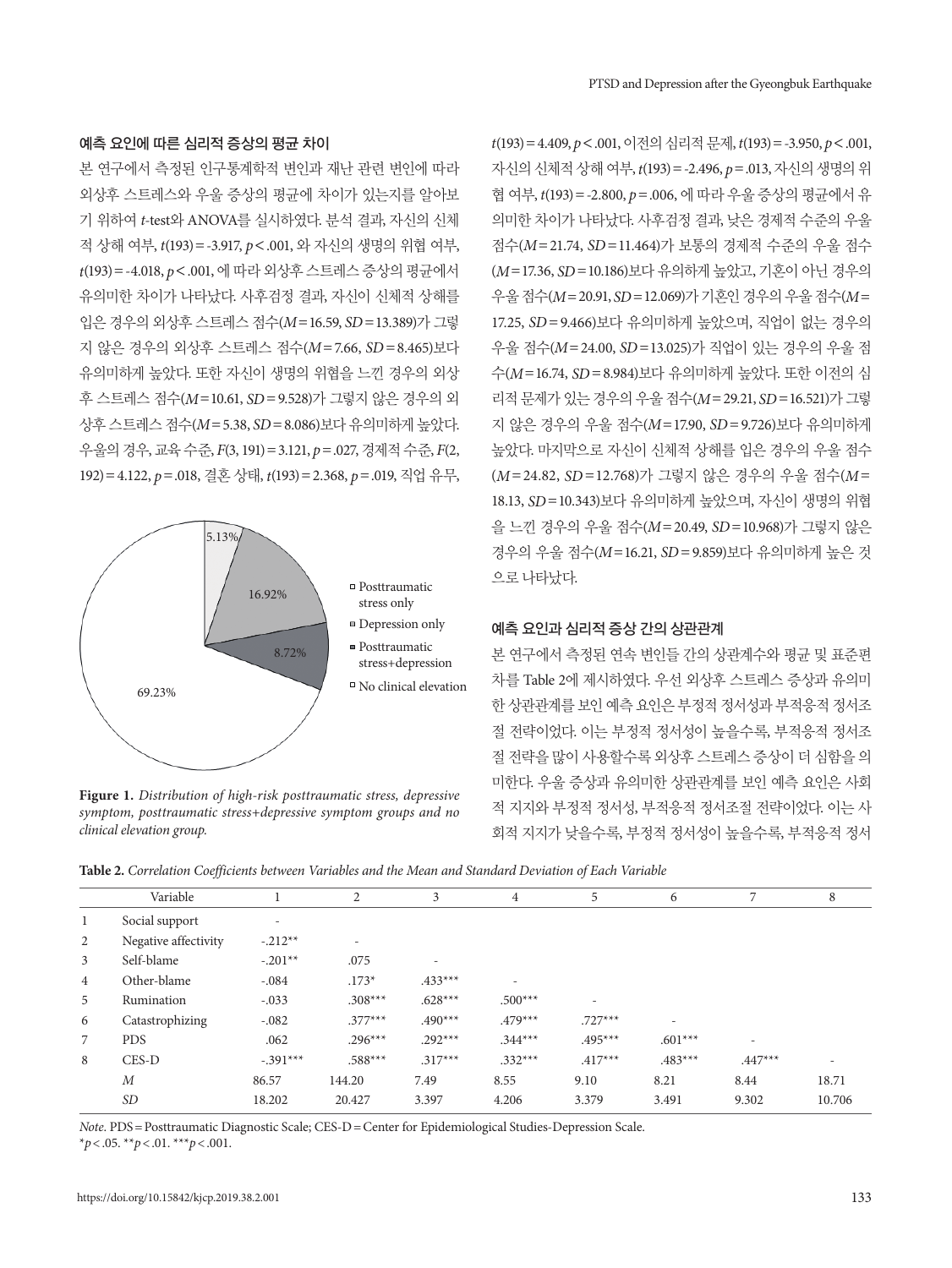### 예측 요인에 따른 심리적 증상의 평균 차이

본 연구에서 측정된 인구통계학적 변인과 재난 관련 변인에 따라 외상후 스트레스와 우울 증상의 평균에 차이가 있는지를 알아보기 위하여 *t*-test와 ANOVA를 실시하였다. 분석 결과, 자신의 신체적 상해 여부, $t(193) = -3.917$, $p < .001$, 와 자신의 생명의 위협 여부, $t(193) = -4.018$, $p < .001$, 에 따라 외상후 스트레스 증상의 평균에서 유의미한 차이가 나타났다. 사후검정 결과, 자신이 신체적 상해를 입은 경우의 외상후 스트레스 점수($M = 16.59$, $SD = 13.389$)가 그렇지 않은 경우의 외상후 스트레스 점수($M = 7.66$, $SD = 8.465$)보다 유의미하게 높았다. 또한 자신이 생명의 위협을 느낀 경우의 외상후 스트레스 점수($M = 10.61$, $SD = 9.528$)가 그렇지 않은 경우의 외상후 스트레스 점수($M = 5.38$, $SD = 8.086$)보다 유의미하게 높았다. 우울의 경우, 교육 수준, $F(3, 191) = 3.121$, $p = .027$, 경제적 수준, $F(2, 192) = 4.122$, $p = .018$, 결혼 상태, $t(193) = 2.368$, $p = .019$, 직업 유무, $t(193) = 4.409$, $p < .001$, 이전의 심리적 문제, $t(193) = -3.950$, $p < .001$, 자신의 신체적 상해 여부, $t(193) = -2.496$, $p = .013$, 자신의 생명의 위협 여부, $t(193) = -2.800$, $p = .006$, 에 따라 우울 증상의 평균에서 유의미한 차이가 나타났다. 사후검정 결과, 낮은 경제적 수준의 우울 점수($M = 21.74$, $SD = 11.464$)가 보통의 경제적 수준의 우울 점수($M = 17.36$, $SD = 10.186$)보다 유의하게 높았고, 기혼이 아닌 경우의 우울 점수($M = 20.91$, $SD = 12.069$)가 기혼인 경우의 우울 점수($M = 17.25$, $SD = 9.466$)보다 유의미하게 높았으며, 직업이 없는 경우의 우울 점수($M = 24.00$, $SD = 13.025$)가 직업이 있는 경우의 우울 점수($M = 16.74$, $SD = 8.984$)보다 유의미하게 높았다. 또한 이전의 심리적 문제가 있는 경우의 우울 점수($M = 29.21$, $SD = 16.521$)가 그렇지 않은 경우의 우울 점수($M = 17.90$, $SD = 9.726$)보다 유의미하게 높았다. 마지막으로 자신이 신체적 상해를 입은 경우의 우울 점수($M = 24.82$, $SD = 12.768$)가 그렇지 않은 경우의 우울 점수($M = 18.13$, $SD = 10.343$)보다 유의미하게 높았으며, 자신이 생명의 위협을 느낀 경우의 우울 점수($M = 20.49$, $SD = 10.968$)가 그렇지 않은 경우의 우울 점수($M = 16.21$, $SD = 9.859$)보다 유의미하게 높은 것으로 나타났다.

**Figure 1.** *Distribution of high-risk posttraumatic stress, depressive symptom, posttraumatic stress+depressive symptom groups and no clinical elevation group.*

### 예측 요인과 심리적 증상 간의 상관관계

본 연구에서 측정된 연속 변인들 간의 상관계수와 평균 및 표준편차를 Table 2에 제시하였다. 우선 외상후 스트레스 증상과 유의미한 상관관계를 보인 예측 요인은 부정적 정서성과 부적응적 정서조절 전략이었다. 이는 부정적 정서성이 높을수록, 부적응적 정서조절 전략을 많이 사용할수록 외상후 스트레스 증상이 더 심함을 의미한다. 우울 증상과 유의미한 상관관계를 보인 예측 요인은 사회적 지지와 부정적 정서성, 부적응적 정서조절 전략이었다. 이는 사회적 지지가 낮을수록, 부정적 정서성이 높을수록, 부적응적 정서

**Table 2.** *Correlation Coefficients between Variables and the Mean and Standard Deviation of Each Variable*

| | Variable | 1 | 2 | 3 | 4 | 5 | 6 | 7 | 8 |
|---|---|---|---|---|---|---|---|---|---|
| 1 | Social support | - | | | | | | | |
| 2 | Negative affectivity | -.212** | - | | | | | | |
| 3 | Self-blame | -.201** | .075 | - | | | | | |
| 4 | Other-blame | -.084 | .173* | .433*** | - | | | | |
| 5 | Rumination | -.033 | .308*** | .628*** | .500*** | - | | | |
| 6 | Catastrophizing | -.082 | .377*** | .490*** | .479*** | .727*** | - | | |
| 7 | PDS | .062 | .296*** | .292*** | .344*** | .495*** | .601*** | - | |
| 8 | CES-D | -.391*** | .588*** | .317*** | .332*** | .417*** | .483*** | .447*** | - |
| | *M* | 86.57 | 144.20 | 7.49 | 8.55 | 9.10 | 8.21 | 8.44 | 18.71 |
| | *SD* | 18.202 | 20.427 | 3.397 | 4.206 | 3.379 | 3.491 | 9.302 | 10.706 |

*Note*. PDS = Posttraumatic Diagnostic Scale; CES-D = Center for Epidemiological Studies-Depression Scale.
*$p < .05$. **$p < .01$. ***$p < .001$.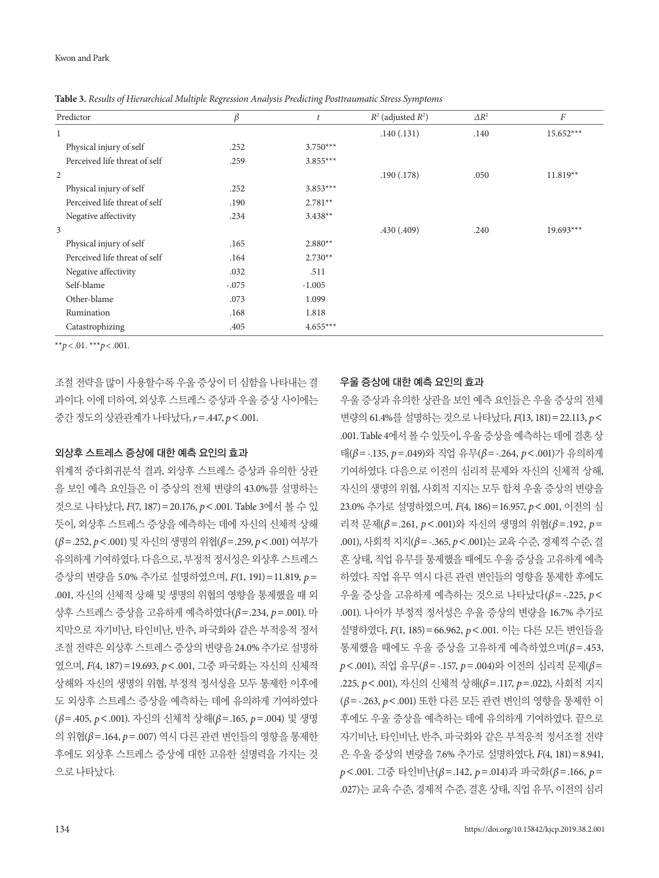**Table 3.** *Results of Hierarchical Multiple Regression Analysis Predicting Posttraumatic Stress Symptoms*

| Predictor | $\beta$ | $t$ | $R^2$ (adjusted $R^2$) | $\Delta R^2$ | $F$ |
|---|---|---|---|---|---|
| 1 | | | .140 (.131) | .140 | 15.652*** |
| Physical injury of self | .252 | 3.750*** | | | |
| Perceived life threat of self | .259 | 3.855*** | | | |
| 2 | | | .190 (.178) | .050 | 11.819** |
| Physical injury of self | .252 | 3.853*** | | | |
| Perceived life threat of self | .190 | 2.781** | | | |
| Negative affectivity | .234 | 3.438** | | | |
| 3 | | | .430 (.409) | .240 | 19.693*** |
| Physical injury of self | .165 | 2.880** | | | |
| Perceived life threat of self | .164 | 2.730** | | | |
| Negative affectivity | .032 | .511 | | | |
| Self-blame | -.075 | -1.005 | | | |
| Other-blame | .073 | 1.099 | | | |
| Rumination | .168 | 1.818 | | | |
| Catastrophizing | .405 | 4.655*** | | | |

$^{**}p < .01$. $^{***}p < .001$.

조절 전략을 많이 사용할수록 우울 증상이 더 심함을 나타내는 결과이다. 이에 더하여, 외상후 스트레스 증상과 우울 증상 사이에는 중간 정도의 상관관계가 나타났다, $r = .447$, $p < .001$.

### 외상후 스트레스 증상에 대한 예측 요인의 효과

위계적 중다회귀분석 결과, 외상후 스트레스 증상과 유의한 상관을 보인 예측 요인들은 이 증상의 전체 변량의 43.0%를 설명하는 것으로 나타났다, $F(7, 187) = 20.176$, $p < .001$. Table 3에서 볼 수 있듯이, 외상후 스트레스 증상을 예측하는 데에 자신의 신체적 상해($\beta = .252$, $p < .001$) 및 자신의 생명의 위협($\beta = .259$, $p < .001$) 여부가 유의하게 기여하였다. 다음으로, 부정적 정서성은 외상후 스트레스 증상의 변량을 5.0% 추가로 설명하였으며, $F(1, 191) = 11.819$, $p = .001$, 자신의 신체적 상해 및 생명의 위협의 영향을 통제했을 때 외상후 스트레스 증상을 고유하게 예측하였다($\beta = .234$, $p = .001$). 마지막으로 자기비난, 타인비난, 반추, 파국화와 같은 부적응적 정서조절 전략은 외상후 스트레스 증상의 변량을 24.0% 추가로 설명하였으며, $F(4, 187) = 19.693$, $p < .001$, 그중 파국화는 자신의 신체적 상해와 자신의 생명의 위협, 부정적 정서성을 모두 통제한 이후에도 외상후 스트레스 증상을 예측하는 데에 유의하게 기여하였다($\beta = .405$, $p < .001$). 자신의 신체적 상해($\beta = .165$, $p = .004$) 및 생명의 위협($\beta = .164$, $p = .007$) 역시 다른 관련 변인들의 영향을 통제한 후에도 외상후 스트레스 증상에 대한 고유한 설명력을 가지는 것으로 나타났다.

### 우울 증상에 대한 예측 요인의 효과

우울 증상과 유의한 상관을 보인 예측 요인들은 우울 증상의 전체 변량의 61.4%를 설명하는 것으로 나타났다, $F(13, 181) = 22.113$, $p < .001$. Table 4에서 볼 수 있듯이, 우울 증상을 예측하는 데에 결혼 상태($\beta = -.135$, $p = .049$)와 직업 유무($\beta = -.264$, $p < .001$)가 유의하게 기여하였다. 다음으로 이전의 심리적 문제와 자신의 신체적 상해, 자신의 생명의 위협, 사회적 지지는 모두 합쳐 우울 증상의 변량을 23.0% 추가로 설명하였으며, $F(4, 186) = 16.957$, $p < .001$, 이전의 심리적 문제($\beta = .261$, $p < .001$)와 자신의 생명의 위협($\beta = .192$, $p = .001$), 사회적 지지($\beta = -.365$, $p < .001$)는 교육 수준, 경제적 수준, 결혼 상태, 직업 유무를 통제했을 때에도 우울 증상을 고유하게 예측하였다. 직업 유무 역시 다른 관련 변인들의 영향을 통제한 후에도 우울 증상을 고유하게 예측하는 것으로 나타났다($\beta = -.225$, $p < .001$). 나아가 부정적 정서성은 우울 증상의 변량을 16.7% 추가로 설명하였다, $F(1, 185) = 66.962$, $p < .001$. 이는 다른 모든 변인들을 통제했을 때에도 우울 증상을 고유하게 예측하였으며($\beta = .453$, $p < .001$), 직업 유무($\beta = -.157$, $p = .004$)와 이전의 심리적 문제($\beta = .225$, $p < .001$), 자신의 신체적 상해($\beta = .117$, $p = .022$), 사회적 지지($\beta = -.263$, $p < .001$) 또한 다른 모든 관련 변인의 영향을 통제한 이후에도 우울 증상을 예측하는 데에 유의하게 기여하였다. 끝으로 자기비난, 타인비난, 반추, 파국화와 같은 부적응적 정서조절 전략은 우울 증상의 변량을 7.6% 추가로 설명하였다, $F(4, 181) = 8.941$, $p < .001$. 그중 타인비난($\beta = .142$, $p = .014$)과 파국화($\beta = .166$, $p = .027$)는 교육 수준, 경제적 수준, 결혼 상태, 직업 유무, 이전의 심리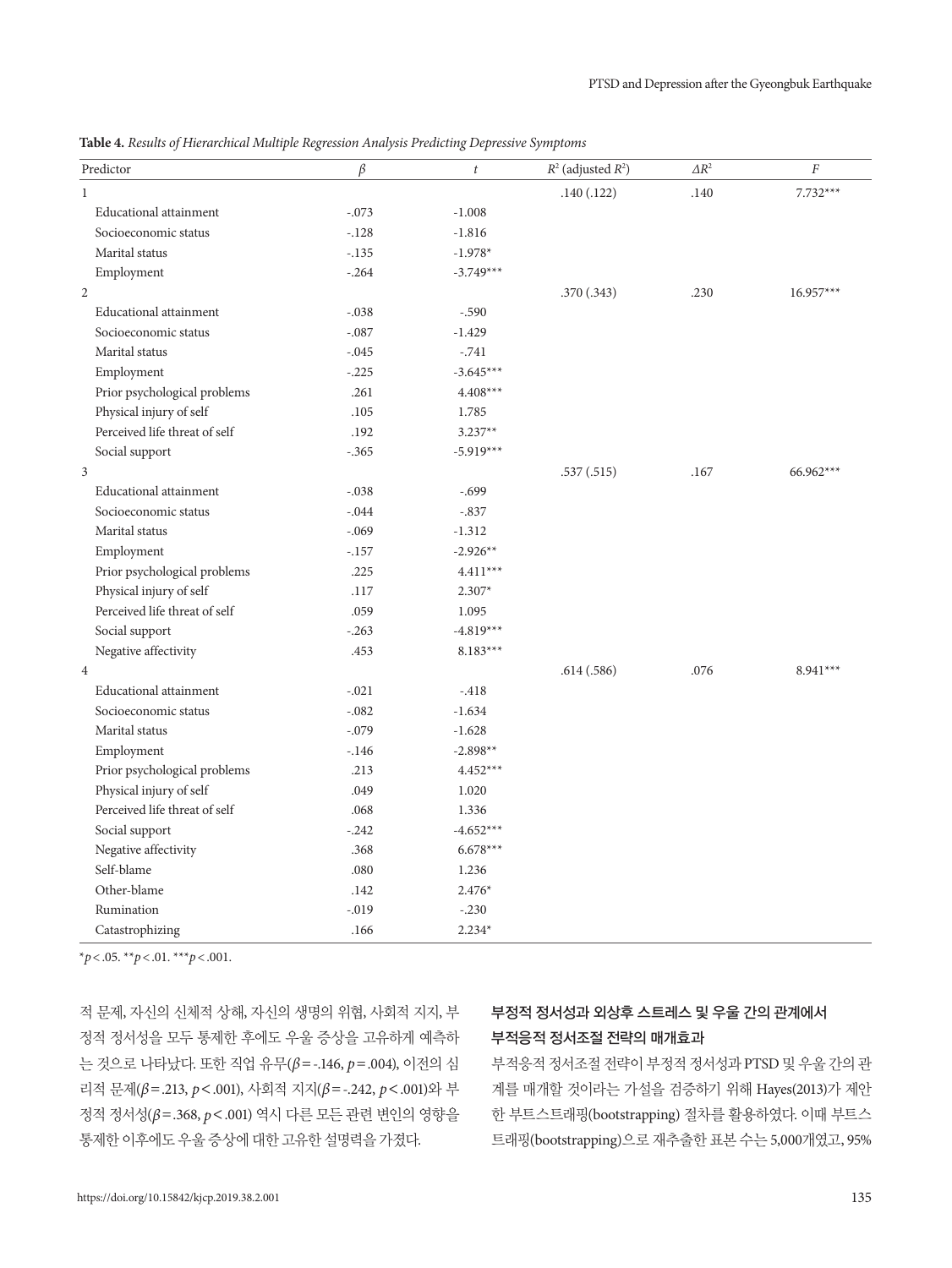**Table 4.** *Results of Hierarchical Multiple Regression Analysis Predicting Depressive Symptoms*

| Predictor | $\beta$ | $t$ | $R^2$ (adjusted $R^2$) | $\Delta R^2$ | $F$ |
|---|---|---|---|---|---|
| 1 | | | .140 (.122) | .140 | 7.732*** |
| Educational attainment | -.073 | -1.008 | | | |
| Socioeconomic status | -.128 | -1.816 | | | |
| Marital status | -.135 | -1.978* | | | |
| Employment | -.264 | -3.749*** | | | |
| 2 | | | .370 (.343) | .230 | 16.957*** |
| Educational attainment | -.038 | -.590 | | | |
| Socioeconomic status | -.087 | -1.429 | | | |
| Marital status | -.045 | -.741 | | | |
| Employment | -.225 | -3.645*** | | | |
| Prior psychological problems | .261 | 4.408*** | | | |
| Physical injury of self | .105 | 1.785 | | | |
| Perceived life threat of self | .192 | 3.237** | | | |
| Social support | -.365 | -5.919*** | | | |
| 3 | | | .537 (.515) | .167 | 66.962*** |
| Educational attainment | -.038 | -.699 | | | |
| Socioeconomic status | -.044 | -.837 | | | |
| Marital status | -.069 | -1.312 | | | |
| Employment | -.157 | -2.926** | | | |
| Prior psychological problems | .225 | 4.411*** | | | |
| Physical injury of self | .117 | 2.307* | | | |
| Perceived life threat of self | .059 | 1.095 | | | |
| Social support | -.263 | -4.819*** | | | |
| Negative affectivity | .453 | 8.183*** | | | |
| 4 | | | .614 (.586) | .076 | 8.941*** |
| Educational attainment | -.021 | -.418 | | | |
| Socioeconomic status | -.082 | -1.634 | | | |
| Marital status | -.079 | -1.628 | | | |
| Employment | -.146 | -2.898** | | | |
| Prior psychological problems | .213 | 4.452*** | | | |
| Physical injury of self | .049 | 1.020 | | | |
| Perceived life threat of self | .068 | 1.336 | | | |
| Social support | -.242 | -4.652*** | | | |
| Negative affectivity | .368 | 6.678*** | | | |
| Self-blame | .080 | 1.236 | | | |
| Other-blame | .142 | 2.476* | | | |
| Rumination | -.019 | -.230 | | | |
| Catastrophizing | .166 | 2.234* | | | |

*$p < .05$. **$p < .01$. ***$p < .001$.

적 문제, 자신의 신체적 상해, 자신의 생명의 위협, 사회적 지지, 부정적 정서성을 모두 통제한 후에도 우울 증상을 고유하게 예측하는 것으로 나타났다. 또한 직업 유무($\beta$ = -.146, $p$ = .004), 이전의 심리적 문제($\beta$ = .213, $p$ < .001), 사회적 지지($\beta$ = -.242, $p$ < .001)와 부정적 정서성($\beta$ = .368, $p$ < .001) 역시 다른 모든 관련 변인의 영향을 통제한 이후에도 우울 증상에 대한 고유한 설명력을 가졌다.

### 부정적 정서성과 외상후 스트레스 및 우울 간의 관계에서 부적응적 정서조절 전략의 매개효과

부적응적 정서조절 전략이 부정적 정서성과 PTSD 및 우울 간의 관계를 매개할 것이라는 가설을 검증하기 위해 Hayes(2013)가 제안한 부트스트래핑(bootstrapping) 절차를 활용하였다. 이때 부트스트래핑(bootstrapping)으로 재추출한 표본 수는 5,000개였고, 95%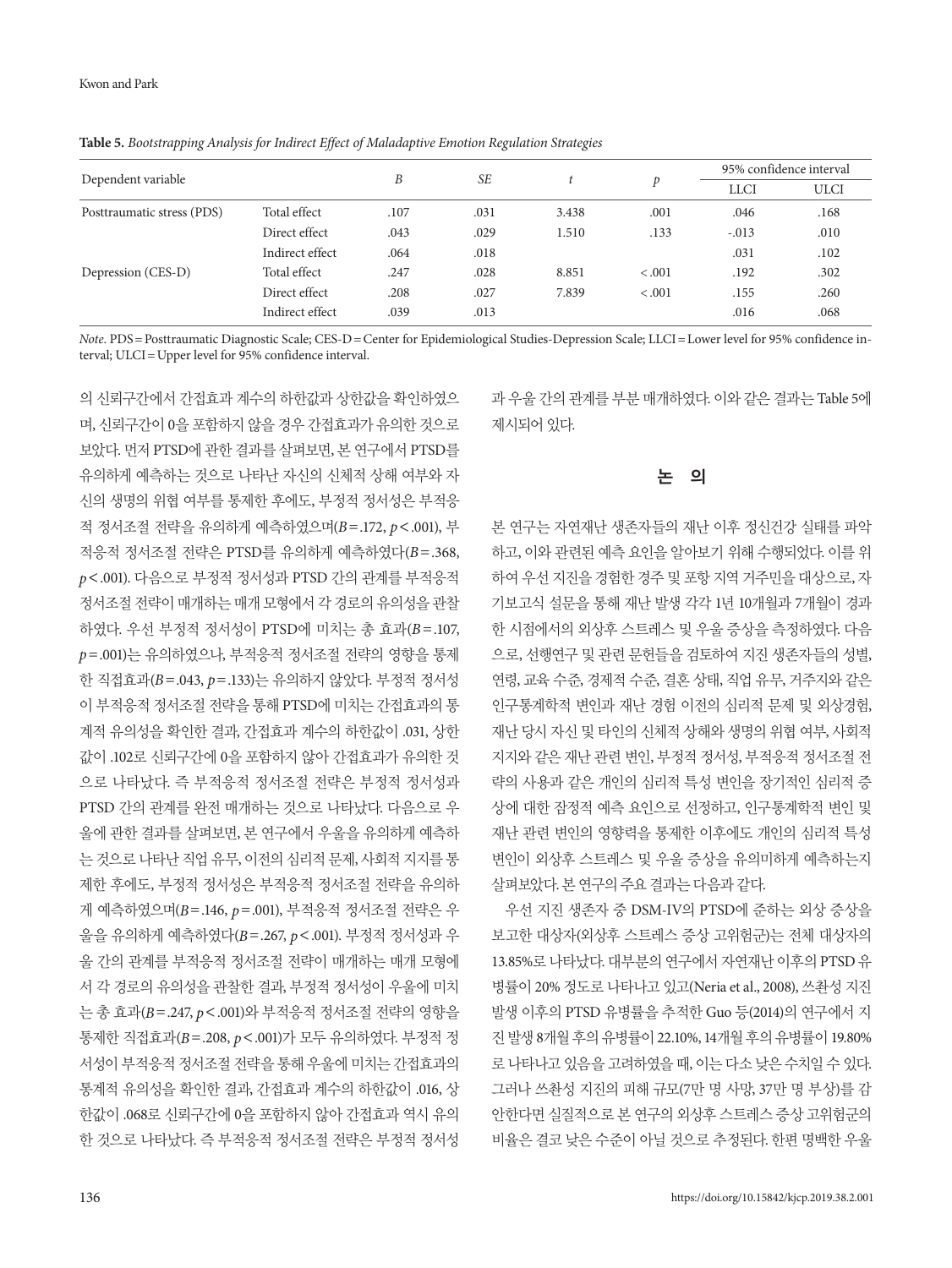**Table 5.** *Bootstrapping Analysis for Indirect Effect of Maladaptive Emotion Regulation Strategies*

| Dependent variable | | *B* | *SE* | *t* | *p* | 95% confidence interval | |
|---|---|---|---|---|---|---|---|
| | | | | | | LLCI | ULCI |
| Posttraumatic stress (PDS) | Total effect | .107 | .031 | 3.438 | .001 | .046 | .168 |
| | Direct effect | .043 | .029 | 1.510 | .133 | -.013 | .010 |
| | Indirect effect | .064 | .018 | | | .031 | .102 |
| Depression (CES-D) | Total effect | .247 | .028 | 8.851 | <.001 | .192 | .302 |
| | Direct effect | .208 | .027 | 7.839 | <.001 | .155 | .260 |
| | Indirect effect | .039 | .013 | | | .016 | .068 |

*Note.* PDS = Posttraumatic Diagnostic Scale; CES-D = Center for Epidemiological Studies-Depression Scale; LLCI = Lower level for 95% confidence interval; ULCI = Upper level for 95% confidence interval.

의 신뢰구간에서 간접효과 계수의 하한값과 상한값을 확인하였으며, 신뢰구간이 0을 포함하지 않을 경우 간접효과가 유의한 것으로 보았다. 먼저 PTSD에 관한 결과를 살펴보면, 본 연구에서 PTSD를 유의하게 예측하는 것으로 나타난 자신의 신체적 상해 여부와 자신의 생명의 위협 여부를 통제한 후에도, 부정적 정서성은 부적응적 정서조절 전략을 유의하게 예측하였으며($B = .172$, $p < .001$), 부적응적 정서조절 전략은 PTSD를 유의하게 예측하였다($B = .368$, $p < .001$). 다음으로 부정적 정서성과 PTSD 간의 관계를 부적응적 정서조절 전략이 매개하는 매개 모형에서 각 경로의 유의성을 관찰하였다. 우선 부정적 정서성이 PTSD에 미치는 총 효과($B = .107$, $p = .001$)는 유의하였으나, 부적응적 정서조절 전략의 영향을 통제한 직접효과($B = .043$, $p = .133$)는 유의하지 않았다. 부정적 정서성이 부적응적 정서조절 전략을 통해 PTSD에 미치는 간접효과의 통계적 유의성을 확인한 결과, 간접효과 계수의 하한값이 .031, 상한값이 .102로 신뢰구간에 0을 포함하지 않아 간접효과가 유의한 것으로 나타났다. 즉 부적응적 정서조절 전략은 부정적 정서성과 PTSD 간의 관계를 완전 매개하는 것으로 나타났다. 다음으로 우울에 관한 결과를 살펴보면, 본 연구에서 우울을 유의하게 예측하는 것으로 나타난 직업 유무, 이전의 심리적 문제, 사회적 지지를 통제한 후에도, 부정적 정서성은 부적응적 정서조절 전략을 유의하게 예측하였으며($B = .146$, $p = .001$), 부적응적 정서조절 전략은 우울을 유의하게 예측하였다($B = .267$, $p < .001$). 부정적 정서성과 우울 간의 관계를 부적응적 정서조절 전략이 매개하는 매개 모형에서 각 경로의 유의성을 관찰한 결과, 부정적 정서성이 우울에 미치는 총 효과($B = .247$, $p < .001$)와 부적응적 정서조절 전략의 영향을 통제한 직접효과($B = .208$, $p < .001$)가 모두 유의하였다. 부정적 정서성이 부적응적 정서조절 전략을 통해 우울에 미치는 간접효과의 통계적 유의성을 확인한 결과, 간접효과 계수의 하한값이 .016, 상한값이 .068로 신뢰구간에 0을 포함하지 않아 간접효과 역시 유의한 것으로 나타났다. 즉 부적응적 정서조절 전략은 부정적 정서성과 우울 간의 관계를 부분 매개하였다. 이와 같은 결과는 Table 5에 제시되어 있다.

## 논 의

본 연구는 자연재난 생존자들의 재난 이후 정신건강 실태를 파악하고, 이와 관련된 예측 요인을 알아보기 위해 수행되었다. 이를 위하여 우선 지진을 경험한 경주 및 포항 지역 거주민을 대상으로, 자기보고식 설문을 통해 재난 발생 각각 1년 10개월과 7개월이 경과한 시점에서의 외상후 스트레스 및 우울 증상을 측정하였다. 다음으로, 선행연구 및 관련 문헌들을 검토하여 지진 생존자들의 성별, 연령, 교육 수준, 경제적 수준, 결혼 상태, 직업 유무, 거주지와 같은 인구통계학적 변인과 재난 경험 이전의 심리적 문제 및 외상경험, 재난 당시 자신 및 타인의 신체적 상해와 생명의 위협 여부, 사회적 지지와 같은 재난 관련 변인, 부정적 정서성, 부적응적 정서조절 전략의 사용과 같은 개인의 심리적 특성 변인을 장기적인 심리적 증상에 대한 잠정적 예측 요인으로 선정하고, 인구통계학적 변인 및 재난 관련 변인의 영향력을 통제한 이후에도 개인의 심리적 특성 변인이 외상후 스트레스 및 우울 증상을 유의미하게 예측하는지 살펴보았다. 본 연구의 주요 결과는 다음과 같다.

우선 지진 생존자 중 DSM-IV의 PTSD에 준하는 외상 증상을 보고한 대상자(외상후 스트레스 증상 고위험군)는 전체 대상자의 13.85%로 나타났다. 대부분의 연구에서 자연재난 이후의 PTSD 유병률이 20% 정도로 나타나고 있고(Neria et al., 2008), 쓰촨성 지진 발생 이후의 PTSD 유병률을 추적한 Guo 등(2014)의 연구에서 지진 발생 8개월 후의 유병률이 22.10%, 14개월 후의 유병률이 19.80%로 나타나고 있음을 고려하였을 때, 이는 다소 낮은 수치일 수 있다. 그러나 쓰촨성 지진의 피해 규모(7만 명 사망, 37만 명 부상)를 감안한다면 실질적으로 본 연구의 외상후 스트레스 증상 고위험군의 비율은 결코 낮은 수준이 아닐 것으로 추정된다. 한편 명백한 우울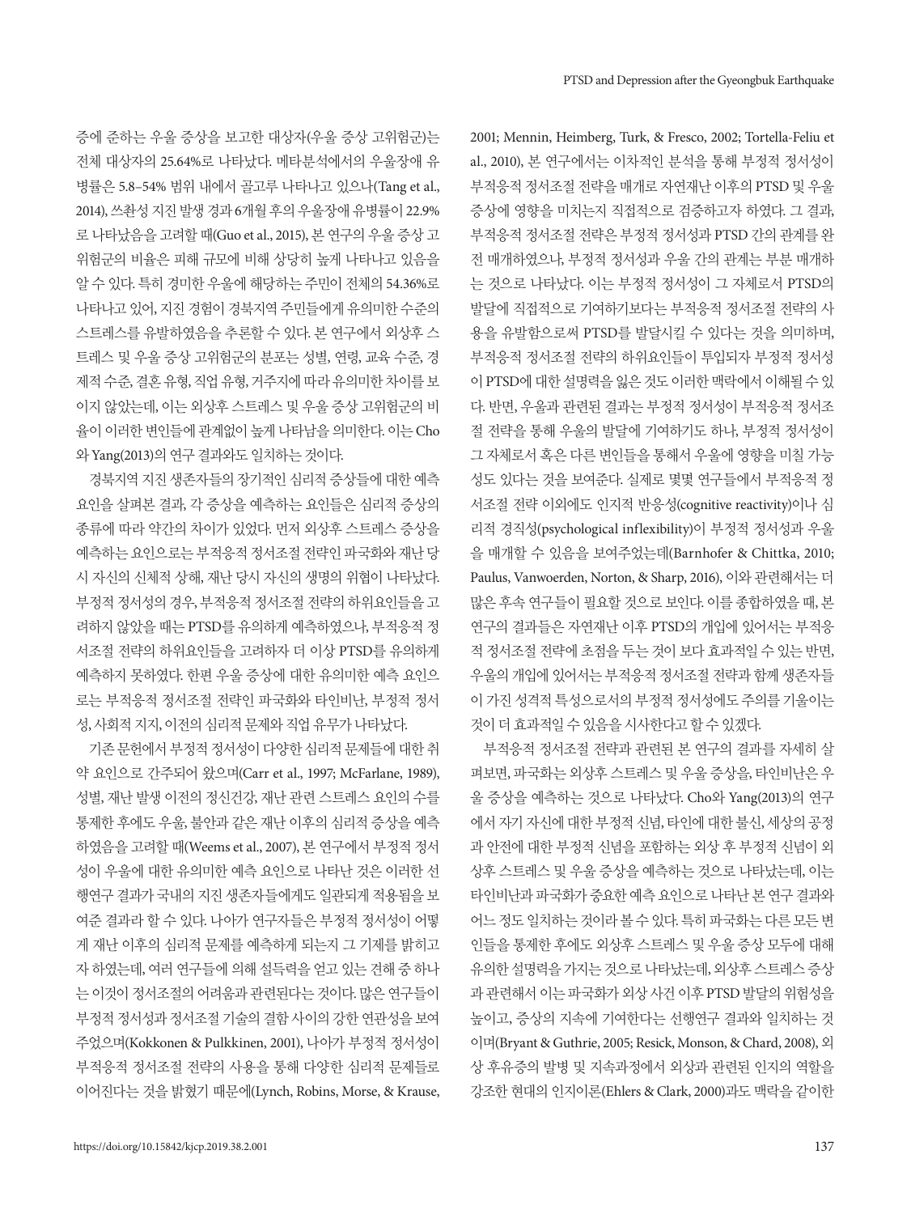증에 준하는 우울 증상을 보고한 대상자(우울 증상 고위험군)는 전체 대상자의 25.64%로 나타났다. 메타분석에서의 우울장애 유병률은 5.8–54% 범위 내에서 골고루 나타나고 있으나(Tang et al., 2014), 쓰촨성 지진 발생 경과 6개월 후의 우울장애 유병률이 22.9%로 나타났음을 고려할 때(Guo et al., 2015), 본 연구의 우울 증상 고위험군의 비율은 피해 규모에 비해 상당히 높게 나타나고 있음을 알 수 있다. 특히 경미한 우울에 해당하는 주민이 전체의 54.36%로 나타나고 있어, 지진 경험이 경북지역 주민들에게 유의미한 수준의 스트레스를 유발하였음을 추론할 수 있다. 본 연구에서 외상후 스트레스 및 우울 증상 고위험군의 분포는 성별, 연령, 교육 수준, 경제적 수준, 결혼 유형, 직업 유형, 거주지에 따라 유의미한 차이를 보이지 않았는데, 이는 외상후 스트레스 및 우울 증상 고위험군의 비율이 이러한 변인들에 관계없이 높게 나타남을 의미한다. 이는 Cho와 Yang(2013)의 연구 결과와도 일치하는 것이다.

경북지역 지진 생존자들의 장기적인 심리적 증상들에 대한 예측 요인을 살펴본 결과, 각 증상을 예측하는 요인들은 심리적 증상의 종류에 따라 약간의 차이가 있었다. 먼저 외상후 스트레스 증상을 예측하는 요인으로는 부적응적 정서조절 전략인 파국화와 재난 당시 자신의 신체적 상해, 재난 당시 자신의 생명의 위협이 나타났다. 부정적 정서성의 경우, 부적응적 정서조절 전략의 하위요인들을 고려하지 않았을 때는 PTSD를 유의하게 예측하였으나, 부적응적 정서조절 전략의 하위요인들을 고려하자 더 이상 PTSD를 유의하게 예측하지 못하였다. 한편 우울 증상에 대한 유의미한 예측 요인으로는 부적응적 정서조절 전략인 파국화와 타인비난, 부정적 정서성, 사회적 지지, 이전의 심리적 문제와 직업 유무가 나타났다.

기존 문헌에서 부정적 정서성이 다양한 심리적 문제들에 대한 취약 요인으로 간주되어 왔으며(Carr et al., 1997; McFarlane, 1989), 성별, 재난 발생 이전의 정신건강, 재난 관련 스트레스 요인의 수를 통제한 후에도 우울, 불안과 같은 재난 이후의 심리적 증상을 예측하였음을 고려할 때(Weems et al., 2007), 본 연구에서 부정적 정서성이 우울에 대한 유의미한 예측 요인으로 나타난 것은 이러한 선행연구 결과가 국내의 지진 생존자들에게도 일관되게 적용됨을 보여준 결과라 할 수 있다. 나아가 연구자들은 부정적 정서성이 어떻게 재난 이후의 심리적 문제를 예측하게 되는지 그 기제를 밝히고자 하였는데, 여러 연구들에 의해 설득력을 얻고 있는 견해 중 하나는 이것이 정서조절의 어려움과 관련된다는 것이다. 많은 연구들이 부정적 정서성과 정서조절 기술의 결함 사이의 강한 연관성을 보여주었으며(Kokkonen & Pulkkinen, 2001), 나아가 부정적 정서성이 부적응적 정서조절 전략의 사용을 통해 다양한 심리적 문제들로 이어진다는 것을 밝혔기 때문에(Lynch, Robins, Morse, & Krause, 2001; Mennin, Heimberg, Turk, & Fresco, 2002; Tortella-Feliu et al., 2010), 본 연구에서는 이차적인 분석을 통해 부정적 정서성이 부적응적 정서조절 전략을 매개로 자연재난 이후의 PTSD 및 우울 증상에 영향을 미치는지 직접적으로 검증하고자 하였다. 그 결과, 부적응적 정서조절 전략은 부정적 정서성과 PTSD 간의 관계를 완전 매개하였으나, 부정적 정서성과 우울 간의 관계는 부분 매개하는 것으로 나타났다. 이는 부정적 정서성이 그 자체로서 PTSD의 발달에 직접적으로 기여하기보다는 부적응적 정서조절 전략의 사용을 유발함으로써 PTSD를 발달시킬 수 있다는 것을 의미하며, 부적응적 정서조절 전략의 하위요인들이 투입되자 부정적 정서성이 PTSD에 대한 설명력을 잃은 것도 이러한 맥락에서 이해될 수 있다. 반면, 우울과 관련된 결과는 부정적 정서성이 부적응적 정서조절 전략을 통해 우울의 발달에 기여하기도 하나, 부정적 정서성이 그 자체로서 혹은 다른 변인들을 통해서 우울에 영향을 미칠 가능성도 있다는 것을 보여준다. 실제로 몇몇 연구들에서 부적응적 정서조절 전략 이외에도 인지적 반응성(cognitive reactivity)이나 심리적 경직성(psychological inflexibility)이 부정적 정서성과 우울을 매개할 수 있음을 보여주었는데(Barnhofer & Chittka, 2010; Paulus, Vanwoerden, Norton, & Sharp, 2016), 이와 관련해서는 더 많은 후속 연구들이 필요할 것으로 보인다. 이를 종합하였을 때, 본 연구의 결과들은 자연재난 이후 PTSD의 개입에 있어서는 부적응적 정서조절 전략에 초점을 두는 것이 보다 효과적일 수 있는 반면, 우울의 개입에 있어서는 부적응적 정서조절 전략과 함께 생존자들이 가진 성격적 특성으로서의 부정적 정서성에도 주의를 기울이는 것이 더 효과적일 수 있음을 시사한다고 할 수 있겠다.

부적응적 정서조절 전략과 관련된 본 연구의 결과를 자세히 살펴보면, 파국화는 외상후 스트레스 및 우울 증상을, 타인비난은 우울 증상을 예측하는 것으로 나타났다. Cho와 Yang(2013)의 연구에서 자기 자신에 대한 부정적 신념, 타인에 대한 불신, 세상의 공정과 안전에 대한 부정적 신념을 포함하는 외상 후 부정적 신념이 외상후 스트레스 및 우울 증상을 예측하는 것으로 나타났는데, 이는 타인비난과 파국화가 중요한 예측 요인으로 나타난 본 연구 결과와 어느 정도 일치하는 것이라 볼 수 있다. 특히 파국화는 다른 모든 변인들을 통제한 후에도 외상후 스트레스 및 우울 증상 모두에 대해 유의한 설명력을 가지는 것으로 나타났는데, 외상후 스트레스 증상과 관련해서 이는 파국화가 외상 사건 이후 PTSD 발달의 위험성을 높이고, 증상의 지속에 기여한다는 선행연구 결과와 일치하는 것이며(Bryant & Guthrie, 2005; Resick, Monson, & Chard, 2008), 외상 후유증의 발병 및 지속과정에서 외상과 관련된 인지의 역할을 강조한 현대의 인지이론(Ehlers & Clark, 2000)과도 맥락을 같이한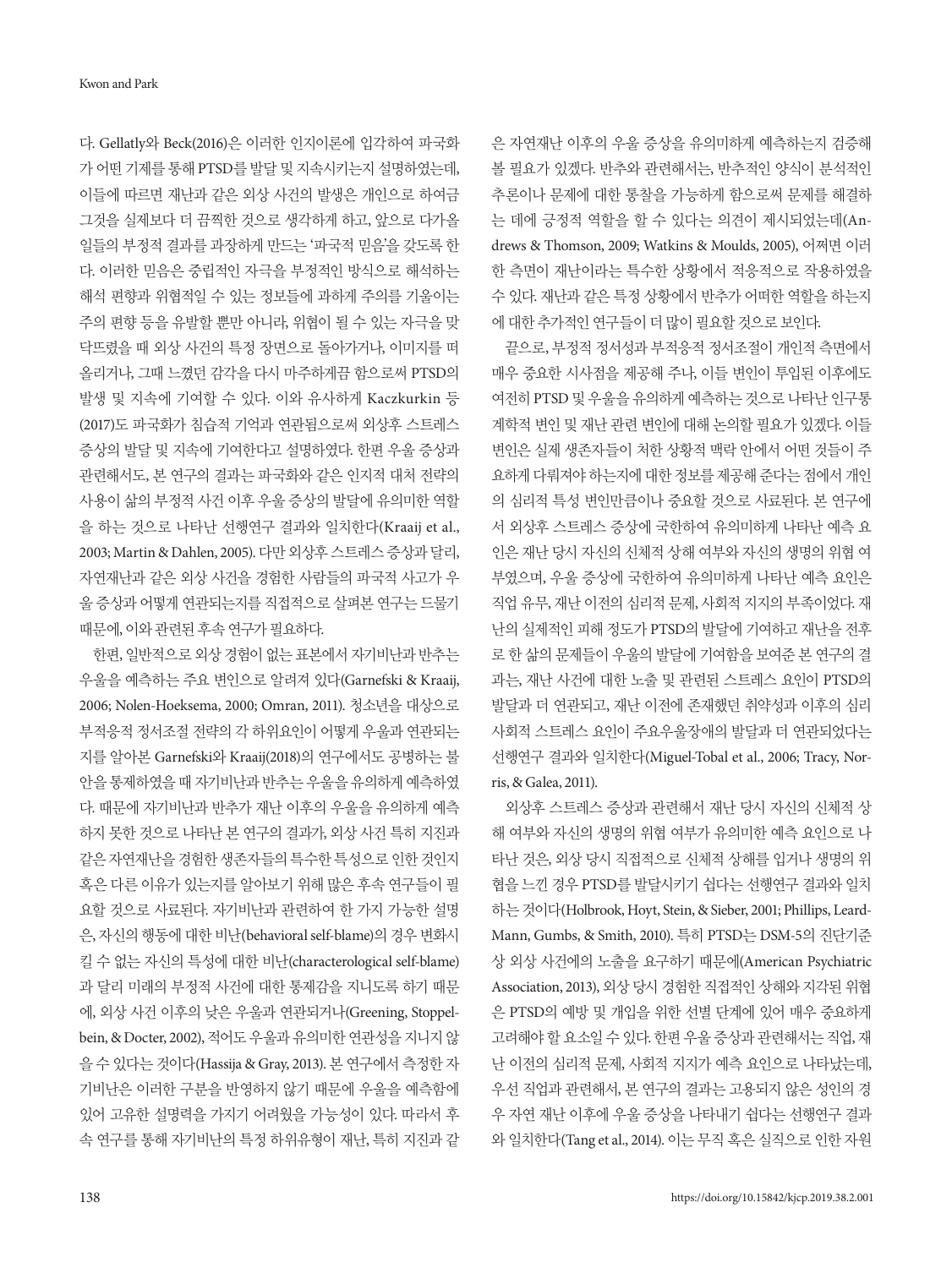다. Gellatly와 Beck(2016)은 이러한 인지이론에 입각하여 파국화가 어떤 기제를 통해 PTSD를 발달 및 지속시키는지 설명하였는데, 이들에 따르면 재난과 같은 외상 사건의 발생은 개인으로 하여금 그것을 실제보다 더 끔찍한 것으로 생각하게 하고, 앞으로 다가올 일들의 부정적 결과를 과장하게 만드는 '파국적 믿음'을 갖도록 한다. 이러한 믿음은 중립적인 자극을 부정적인 방식으로 해석하는 해석 편향과 위협적일 수 있는 정보들에 과하게 주의를 기울이는 주의 편향 등을 유발할 뿐만 아니라, 위협이 될 수 있는 자극을 맞닥뜨렸을 때 외상 사건의 특정 장면으로 돌아가거나, 이미지를 떠올리거나, 그때 느꼈던 감각을 다시 마주하게끔 함으로써 PTSD의 발생 및 지속에 기여할 수 있다. 이와 유사하게 Kaczkurkin 등(2017)도 파국화가 침습적 기억과 연관됨으로써 외상후 스트레스 증상의 발달 및 지속에 기여한다고 설명하였다. 한편 우울 증상과 관련해서도, 본 연구의 결과는 파국화와 같은 인지적 대처 전략의 사용이 삶의 부정적 사건 이후 우울 증상의 발달에 유의미한 역할을 하는 것으로 나타난 선행연구 결과와 일치한다(Kraaij et al., 2003; Martin & Dahlen, 2005). 다만 외상후 스트레스 증상과 달리, 자연재난과 같은 외상 사건을 경험한 사람들의 파국적 사고가 우울 증상과 어떻게 연관되는지를 직접적으로 살펴본 연구는 드물기 때문에, 이와 관련된 후속 연구가 필요하다.

한편, 일반적으로 외상 경험이 없는 표본에서 자기비난과 반추는 우울을 예측하는 주요 변인으로 알려져 있다(Garnefski & Kraaij, 2006; Nolen-Hoeksema, 2000; Omran, 2011). 청소년을 대상으로 부적응적 정서조절 전략의 각 하위요인이 어떻게 우울과 연관되는지를 알아본 Garnefski와 Kraaij(2018)의 연구에서도 공병하는 불안을 통제하였을 때 자기비난과 반추는 우울을 유의하게 예측하였다. 때문에 자기비난과 반추가 재난 이후의 우울을 유의하게 예측하지 못한 것으로 나타난 본 연구의 결과가, 외상 사건 특히 지진과 같은 자연재난을 경험한 생존자들의 특수한 특성으로 인한 것인지 혹은 다른 이유가 있는지를 알아보기 위해 많은 후속 연구들이 필요할 것으로 사료된다. 자기비난과 관련하여 한 가지 가능한 설명은, 자신의 행동에 대한 비난(behavioral self-blame)의 경우 변화시킬 수 없는 자신의 특성에 대한 비난(characterological self-blame)과 달리 미래의 부정적 사건에 대한 통제감을 지니도록 하기 때문에, 외상 사건 이후의 낮은 우울과 연관되거나(Greening, Stoppelbein, & Docter, 2002), 적어도 우울과 유의미한 연관성을 지니지 않을 수 있다는 것이다(Hassija & Gray, 2013). 본 연구에서 측정한 자기비난은 이러한 구분을 반영하지 않기 때문에 우울을 예측함에 있어 고유한 설명력을 가지기 어려웠을 가능성이 있다. 따라서 후속 연구를 통해 자기비난의 특정 하위유형이 재난, 특히 지진과 같은 자연재난 이후의 우울 증상을 유의미하게 예측하는지 검증해 볼 필요가 있겠다. 반추와 관련해서는, 반추적인 양식이 분석적인 추론이나 문제에 대한 통찰을 가능하게 함으로써 문제를 해결하는 데에 긍정적 역할을 할 수 있다는 의견이 제시되었는데(Andrews & Thomson, 2009; Watkins & Moulds, 2005), 어쩌면 이러한 측면이 재난이라는 특수한 상황에서 적응적으로 작용하였을 수 있다. 재난과 같은 특정 상황에서 반추가 어떠한 역할을 하는지에 대한 추가적인 연구들이 더 많이 필요할 것으로 보인다.

끝으로, 부정적 정서성과 부적응적 정서조절이 개인적 측면에서 매우 중요한 시사점을 제공해 주나, 이들 변인이 투입된 이후에도 여전히 PTSD 및 우울을 유의하게 예측하는 것으로 나타난 인구통계학적 변인 및 재난 관련 변인에 대해 논의할 필요가 있겠다. 이들 변인은 실제 생존자들이 처한 상황적 맥락 안에서 어떤 것들이 주요하게 다뤄져야 하는지에 대한 정보를 제공해 준다는 점에서 개인의 심리적 특성 변인만큼이나 중요할 것으로 사료된다. 본 연구에서 외상후 스트레스 증상에 국한하여 유의미하게 나타난 예측 요인은 재난 당시 자신의 신체적 상해 여부와 자신의 생명의 위협 여부였으며, 우울 증상에 국한하여 유의미하게 나타난 예측 요인은 직업 유무, 재난 이전의 심리적 문제, 사회적 지지의 부족이었다. 재난의 실제적인 피해 정도가 PTSD의 발달에 기여하고 재난을 전후로 한 삶의 문제들이 우울의 발달에 기여함을 보여준 본 연구의 결과는, 재난 사건에 대한 노출 및 관련된 스트레스 요인이 PTSD의 발달과 더 연관되고, 재난 이전에 존재했던 취약성과 이후의 심리사회적 스트레스 요인이 주요우울장애의 발달과 더 연관되었다는 선행연구 결과와 일치한다(Miguel-Tobal et al., 2006; Tracy, Norris, & Galea, 2011).

외상후 스트레스 증상과 관련해서 재난 당시 자신의 신체적 상해 여부와 자신의 생명의 위협 여부가 유의미한 예측 요인으로 나타난 것은, 외상 당시 직접적으로 신체적 상해를 입거나 생명의 위협을 느낀 경우 PTSD를 발달시키기 쉽다는 선행연구 결과와 일치하는 것이다(Holbrook, Hoyt, Stein, & Sieber, 2001; Phillips, Leard-Mann, Gumbs, & Smith, 2010). 특히 PTSD는 DSM-5의 진단기준 상 외상 사건에의 노출을 요구하기 때문에(American Psychiatric Association, 2013), 외상 당시 경험한 직접적인 상해와 지각된 위협은 PTSD의 예방 및 개입을 위한 선별 단계에 있어 매우 중요하게 고려해야 할 요소일 수 있다. 한편 우울 증상과 관련해서는 직업, 재난 이전의 심리적 문제, 사회적 지지가 예측 요인으로 나타났는데, 우선 직업과 관련해서, 본 연구의 결과는 고용되지 않은 성인의 경우 자연 재난 이후에 우울 증상을 나타내기 쉽다는 선행연구 결과와 일치한다(Tang et al., 2014). 이는 무직 혹은 실직으로 인한 자원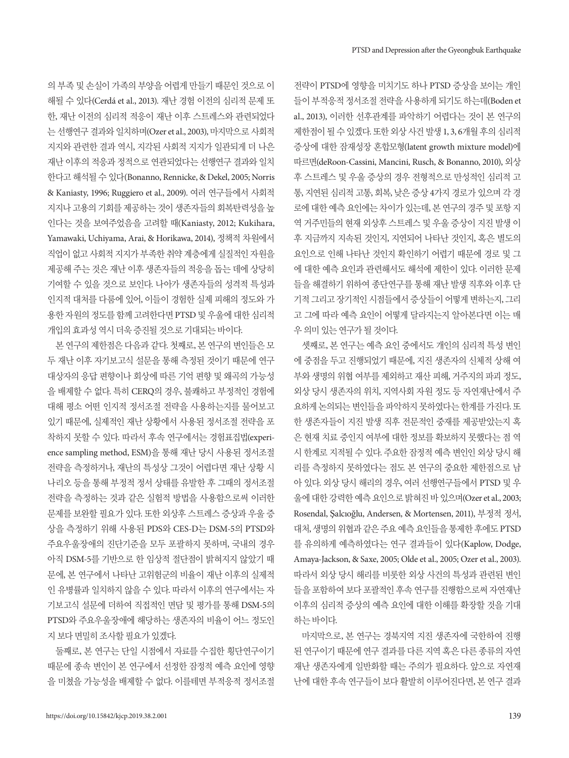의 부족 및 손실이 가족의 부양을 어렵게 만들기 때문인 것으로 이해될 수 있다(Cerdá et al., 2013). 재난 경험 이전의 심리적 문제 또한, 재난 이전의 심리적 적응이 재난 이후 스트레스와 관련되었다는 선행연구 결과와 일치하며(Ozer et al., 2003), 마지막으로 사회적 지지와 관련한 결과 역시, 지각된 사회적 지지가 일관되게 더 나은 재난 이후의 적응과 정적으로 연관되었다는 선행연구 결과와 일치한다고 해석될 수 있다(Bonanno, Rennicke, & Dekel, 2005; Norris & Kaniasty, 1996; Ruggiero et al., 2009). 여러 연구들에서 사회적 지지나 고용의 기회를 제공하는 것이 생존자들의 회복탄력성을 높인다는 것을 보여주었음을 고려할 때(Kaniasty, 2012; Kukihara, Yamawaki, Uchiyama, Arai, & Horikawa, 2014), 정책적 차원에서 직업이 없고 사회적 지지가 부족한 취약 계층에게 실질적인 자원을 제공해 주는 것은 재난 이후 생존자들의 적응을 돕는 데에 상당히 기여할 수 있을 것으로 보인다. 나아가 생존자들의 성격적 특성과 인지적 대처를 다룸에 있어, 이들이 경험한 실제 피해의 정도와 가용한 자원의 정도를 함께 고려한다면 PTSD 및 우울에 대한 심리적 개입의 효과성 역시 더욱 증진될 것으로 기대되는 바이다.

본 연구의 제한점은 다음과 같다. 첫째로, 본 연구의 변인들은 모두 재난 이후 자기보고식 설문을 통해 측정된 것이기 때문에 연구대상자의 응답 편향이나 회상에 따른 기억 편향 및 왜곡의 가능성을 배제할 수 없다. 특히 CERQ의 경우, 불쾌하고 부정적인 경험에 대해 평소 어떤 인지적 정서조절 전략을 사용하는지를 물어보고 있기 때문에, 실제적인 재난 상황에서 사용된 정서조절 전략을 포착하지 못할 수 있다. 따라서 후속 연구에서는 경험표집법(experience sampling method, ESM)을 통해 재난 당시 사용된 정서조절 전략을 측정하거나, 재난의 특성상 그것이 어렵다면 재난 상황 시나리오 등을 통해 부정적 정서 상태를 유발한 후 그때의 정서조절 전략을 측정하는 것과 같은 실험적 방법을 사용함으로써 이러한 문제를 보완할 필요가 있다. 또한 외상후 스트레스 증상과 우울 증상을 측정하기 위해 사용된 PDS와 CES-D는 DSM-5의 PTSD와 주요우울장애의 진단기준을 모두 포괄하지 못하며, 국내의 경우 아직 DSM-5를 기반으로 한 임상적 절단점이 밝혀지지 않았기 때문에, 본 연구에서 나타난 고위험군의 비율이 재난 이후의 실제적인 유병률과 일치하지 않을 수 있다. 따라서 이후의 연구에서는 자기보고식 설문에 더하여 직접적인 면담 및 평가를 통해 DSM-5의 PTSD와 주요우울장애에 해당하는 생존자의 비율이 어느 정도인지 보다 면밀히 조사할 필요가 있겠다.

둘째로, 본 연구는 단일 시점에서 자료를 수집한 횡단연구이기 때문에 종속 변인이 본 연구에서 선정한 잠정적 예측 요인에 영향을 미쳤을 가능성을 배제할 수 없다. 이를테면 부적응적 정서조절 전략이 PTSD에 영향을 미치기도 하나 PTSD 증상을 보이는 개인들이 부적응적 정서조절 전략을 사용하게 되기도 하는데(Boden et al., 2013), 이러한 선후관계를 파악하기 어렵다는 것이 본 연구의 제한점이 될 수 있겠다. 또한 외상 사건 발생 1, 3, 6개월 후의 심리적 증상에 대한 잠재성장 혼합모형(latent growth mixture model)에 따르면(deRoon-Cassini, Mancini, Rusch, & Bonanno, 2010), 외상 후 스트레스 및 우울 증상의 경우 전형적으로 만성적인 심리적 고통, 지연된 심리적 고통, 회복, 낮은 증상 4가지 경로가 있으며 각 경로에 대한 예측 요인에는 차이가 있는데, 본 연구의 경주 및 포항 지역 거주민들의 현재 외상후 스트레스 및 우울 증상이 지진 발생 이후 지금까지 지속된 것인지, 지연되어 나타난 것인지, 혹은 별도의 요인으로 인해 나타난 것인지 확인하기 어렵기 때문에 경로 및 그에 대한 예측 요인과 관련해서도 해석에 제한이 있다. 이러한 문제들을 해결하기 위하여 종단연구를 통해 재난 발생 직후와 이후 단기적 그리고 장기적인 시점들에서 증상들이 어떻게 변하는지, 그리고 그에 따라 예측 요인이 어떻게 달라지는지 알아본다면 이는 매우 의미 있는 연구가 될 것이다.

셋째로, 본 연구는 예측 요인 중에서도 개인의 심리적 특성 변인에 중점을 두고 진행되었기 때문에, 지진 생존자의 신체적 상해 여부와 생명의 위협 여부를 제외하고 재산 피해, 거주지의 파괴 정도, 외상 당시 생존자의 위치, 지역사회 자원 정도 등 자연재난에서 주요하게 논의되는 변인들을 파악하지 못하였다는 한계를 가진다. 또한 생존자들이 지진 발생 직후 전문적인 중재를 제공받았는지 혹은 현재 치료 중인지 여부에 대한 정보를 확보하지 못했다는 점 역시 한계로 지적될 수 있다. 주요한 잠정적 예측 변인인 외상 당시 해리를 측정하지 못하였다는 점도 본 연구의 중요한 제한점으로 남아 있다. 외상 당시 해리의 경우, 여러 선행연구들에서 PTSD 및 우울에 대한 강력한 예측 요인으로 밝혀진 바 있으며(Ozer et al., 2003; Rosendal, Şalcıoğlu, Andersen, & Mortensen, 2011), 부정적 정서, 대처, 생명의 위협과 같은 주요 예측 요인들을 통제한 후에도 PTSD를 유의하게 예측하였다는 연구 결과들이 있다(Kaplow, Dodge, Amaya-Jackson, & Saxe, 2005; Olde et al., 2005; Ozer et al., 2003). 따라서 외상 당시 해리를 비롯한 외상 사건의 특성과 관련된 변인들을 포함하여 보다 포괄적인 후속 연구를 진행함으로써 자연재난 이후의 심리적 증상의 예측 요인에 대한 이해를 확장할 것을 기대하는 바이다.

마지막으로, 본 연구는 경북지역 지진 생존자에 국한하여 진행된 연구이기 때문에 연구 결과를 다른 지역 혹은 다른 종류의 자연재난 생존자에게 일반화할 때는 주의가 필요하다. 앞으로 자연재난에 대한 후속 연구들이 보다 활발히 이루어진다면, 본 연구 결과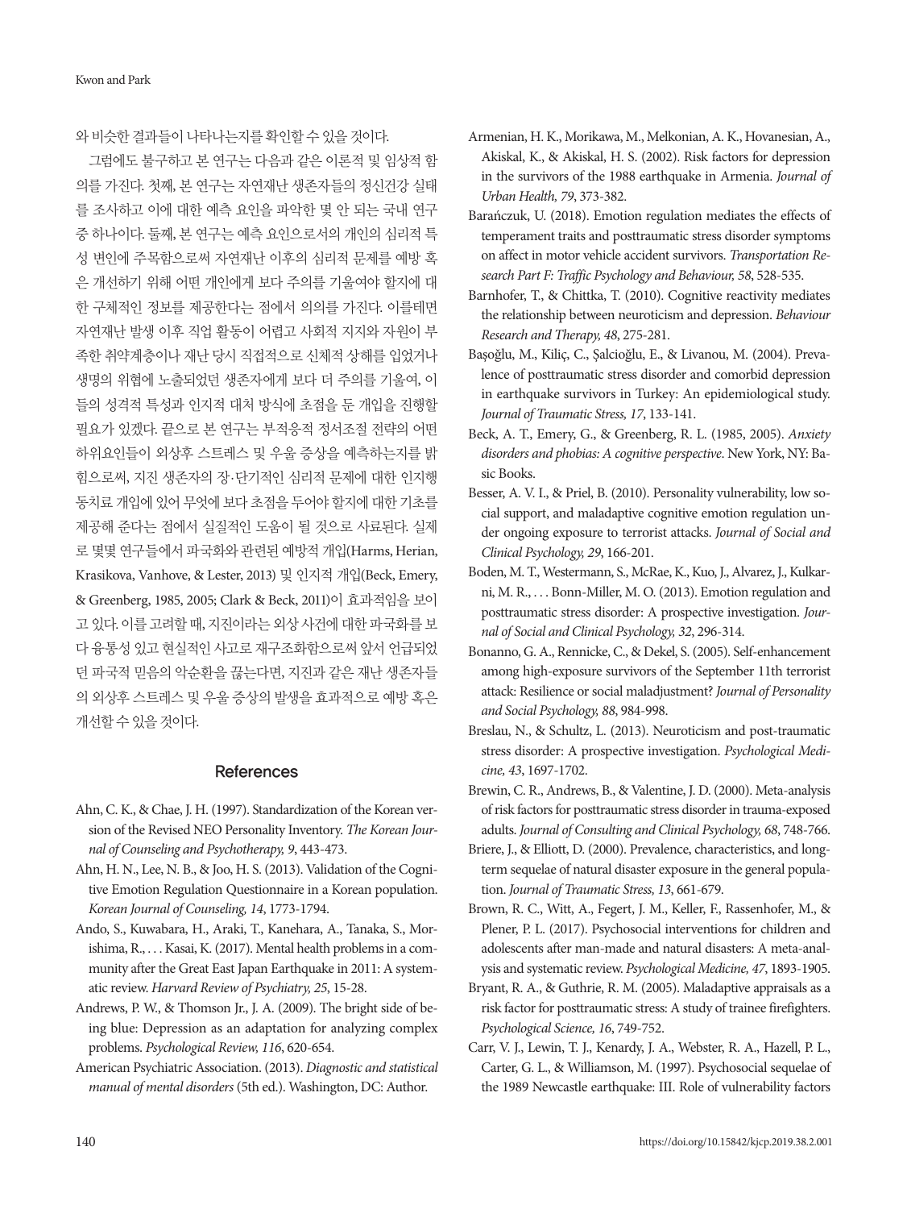와 비슷한 결과들이 나타나는지를 확인할 수 있을 것이다.

그럼에도 불구하고 본 연구는 다음과 같은 이론적 및 임상적 함의를 가진다. 첫째, 본 연구는 자연재난 생존자들의 정신건강 실태를 조사하고 이에 대한 예측 요인을 파악한 몇 안 되는 국내 연구 중 하나이다. 둘째, 본 연구는 예측 요인으로서의 개인의 심리적 특성 변인에 주목함으로써 자연재난 이후의 심리적 문제를 예방 혹은 개선하기 위해 어떤 개인에게 보다 주의를 기울여야 할지에 대한 구체적인 정보를 제공한다는 점에서 의의를 가진다. 이를테면 자연재난 발생 이후 직업 활동이 어렵고 사회적 지지와 자원이 부족한 취약계층이나 재난 당시 직접적으로 신체적 상해를 입었거나 생명의 위협에 노출되었던 생존자에게 보다 더 주의를 기울여, 이들의 성격적 특성과 인지적 대처 방식에 초점을 둔 개입을 진행할 필요가 있겠다. 끝으로 본 연구는 부적응적 정서조절 전략의 어떤 하위요인들이 외상후 스트레스 및 우울 증상을 예측하는지를 밝힘으로써, 지진 생존자의 장·단기적인 심리적 문제에 대한 인지행동치료 개입에 있어 무엇에 보다 초점을 두어야 할지에 대한 기초를 제공해 준다는 점에서 실질적인 도움이 될 것으로 사료된다. 실제로 몇몇 연구들에서 파국화와 관련된 예방적 개입(Harms, Herian, Krasikova, Vanhove, & Lester, 2013) 및 인지적 개입(Beck, Emery, & Greenberg, 1985, 2005; Clark & Beck, 2011)이 효과적임을 보이고 있다. 이를 고려할 때, 지진이라는 외상 사건에 대한 파국화를 보다 융통성 있고 현실적인 사고로 재구조화함으로써 앞서 언급되었던 파국적 믿음의 악순환을 끊는다면, 지진과 같은 재난 생존자들의 외상후 스트레스 및 우울 증상의 발생을 효과적으로 예방 혹은 개선할 수 있을 것이다.

## References

Ahn, C. K., & Chae, J. H. (1997). Standardization of the Korean version of the Revised NEO Personality Inventory. *The Korean Journal of Counseling and Psychotherapy, 9*, 443-473.

Ahn, H. N., Lee, N. B., & Joo, H. S. (2013). Validation of the Cognitive Emotion Regulation Questionnaire in a Korean population. *Korean Journal of Counseling, 14*, 1773-1794.

Ando, S., Kuwabara, H., Araki, T., Kanehara, A., Tanaka, S., Morishima, R., . . . Kasai, K. (2017). Mental health problems in a community after the Great East Japan Earthquake in 2011: A systematic review. *Harvard Review of Psychiatry, 25*, 15-28.

Andrews, P. W., & Thomson Jr., J. A. (2009). The bright side of being blue: Depression as an adaptation for analyzing complex problems. *Psychological Review, 116*, 620-654.

American Psychiatric Association. (2013). *Diagnostic and statistical manual of mental disorders* (5th ed.). Washington, DC: Author.

Armenian, H. K., Morikawa, M., Melkonian, A. K., Hovanesian, A., Akiskal, K., & Akiskal, H. S. (2002). Risk factors for depression in the survivors of the 1988 earthquake in Armenia. *Journal of Urban Health, 79*, 373-382.

Barańczuk, U. (2018). Emotion regulation mediates the effects of temperament traits and posttraumatic stress disorder symptoms on affect in motor vehicle accident survivors. *Transportation Research Part F: Traffic Psychology and Behaviour, 58*, 528-535.

Barnhofer, T., & Chittka, T. (2010). Cognitive reactivity mediates the relationship between neuroticism and depression. *Behaviour Research and Therapy, 48*, 275-281.

Başoğlu, M., Kiliç, C., Şalcioğlu, E., & Livanou, M. (2004). Prevalence of posttraumatic stress disorder and comorbid depression in earthquake survivors in Turkey: An epidemiological study. *Journal of Traumatic Stress, 17*, 133-141.

Beck, A. T., Emery, G., & Greenberg, R. L. (1985, 2005). *Anxiety disorders and phobias: A cognitive perspective*. New York, NY: Basic Books.

Besser, A. V. I., & Priel, B. (2010). Personality vulnerability, low social support, and maladaptive cognitive emotion regulation under ongoing exposure to terrorist attacks. *Journal of Social and Clinical Psychology, 29*, 166-201.

Boden, M. T., Westermann, S., McRae, K., Kuo, J., Alvarez, J., Kulkarni, M. R., . . . Bonn-Miller, M. O. (2013). Emotion regulation and posttraumatic stress disorder: A prospective investigation. *Journal of Social and Clinical Psychology, 32*, 296-314.

Bonanno, G. A., Rennicke, C., & Dekel, S. (2005). Self-enhancement among high-exposure survivors of the September 11th terrorist attack: Resilience or social maladjustment? *Journal of Personality and Social Psychology, 88*, 984-998.

Breslau, N., & Schultz, L. (2013). Neuroticism and post-traumatic stress disorder: A prospective investigation. *Psychological Medicine, 43*, 1697-1702.

Brewin, C. R., Andrews, B., & Valentine, J. D. (2000). Meta-analysis of risk factors for posttraumatic stress disorder in trauma-exposed adults. *Journal of Consulting and Clinical Psychology, 68*, 748-766.

Briere, J., & Elliott, D. (2000). Prevalence, characteristics, and long-term sequelae of natural disaster exposure in the general population. *Journal of Traumatic Stress, 13*, 661-679.

Brown, R. C., Witt, A., Fegert, J. M., Keller, F., Rassenhofer, M., & Plener, P. L. (2017). Psychosocial interventions for children and adolescents after man-made and natural disasters: A meta-analysis and systematic review. *Psychological Medicine, 47*, 1893-1905.

Bryant, R. A., & Guthrie, R. M. (2005). Maladaptive appraisals as a risk factor for posttraumatic stress: A study of trainee firefighters. *Psychological Science, 16*, 749-752.

Carr, V. J., Lewin, T. J., Kenardy, J. A., Webster, R. A., Hazell, P. L., Carter, G. L., & Williamson, M. (1997). Psychosocial sequelae of the 1989 Newcastle earthquake: III. Role of vulnerability factors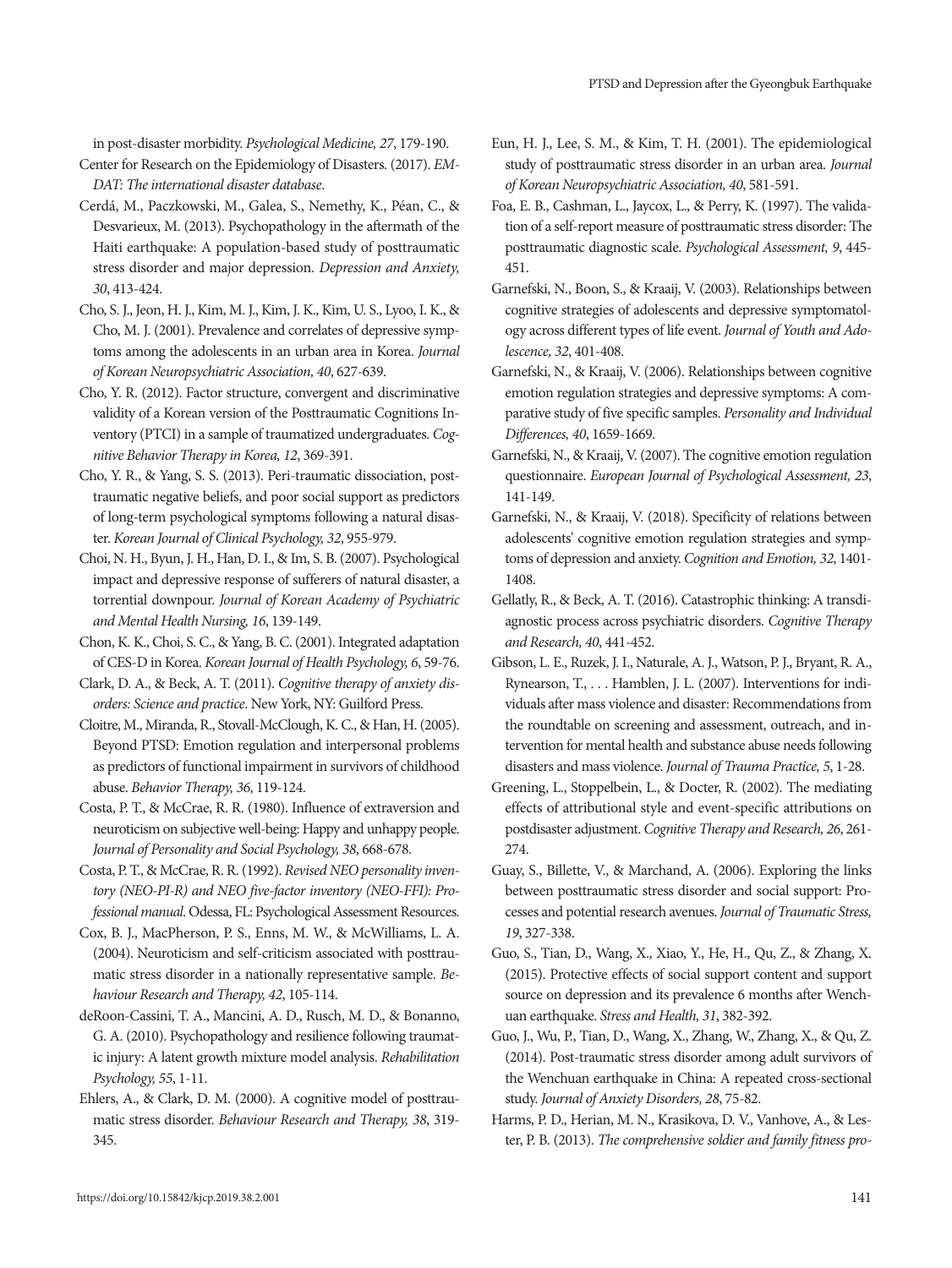in post-disaster morbidity. *Psychological Medicine, 27*, 179-190.

Center for Research on the Epidemiology of Disasters. (2017). *EM-DAT: The international disaster database*.

Cerdá, M., Paczkowski, M., Galea, S., Nemethy, K., Péan, C., & Desvarieux, M. (2013). Psychopathology in the aftermath of the Haiti earthquake: A population-based study of posttraumatic stress disorder and major depression. *Depression and Anxiety, 30*, 413-424.

Cho, S. J., Jeon, H. J., Kim, M. J., Kim, J. K., Kim, U. S., Lyoo, I. K., & Cho, M. J. (2001). Prevalence and correlates of depressive symptoms among the adolescents in an urban area in Korea. *Journal of Korean Neuropsychiatric Association, 40*, 627-639.

Cho, Y. R. (2012). Factor structure, convergent and discriminative validity of a Korean version of the Posttraumatic Cognitions Inventory (PTCI) in a sample of traumatized undergraduates. *Cognitive Behavior Therapy in Korea, 12*, 369-391.

Cho, Y. R., & Yang, S. S. (2013). Peri-traumatic dissociation, posttraumatic negative beliefs, and poor social support as predictors of long-term psychological symptoms following a natural disaster. *Korean Journal of Clinical Psychology, 32*, 955-979.

Choi, N. H., Byun, J. H., Han, D. I., & Im, S. B. (2007). Psychological impact and depressive response of sufferers of natural disaster, a torrential downpour. *Journal of Korean Academy of Psychiatric and Mental Health Nursing, 16*, 139-149.

Chon, K. K., Choi, S. C., & Yang, B. C. (2001). Integrated adaptation of CES-D in Korea. *Korean Journal of Health Psychology, 6*, 59-76.

Clark, D. A., & Beck, A. T. (2011). *Cognitive therapy of anxiety disorders: Science and practice*. New York, NY: Guilford Press.

Cloitre, M., Miranda, R., Stovall-McClough, K. C., & Han, H. (2005). Beyond PTSD: Emotion regulation and interpersonal problems as predictors of functional impairment in survivors of childhood abuse. *Behavior Therapy, 36*, 119-124.

Costa, P. T., & McCrae, R. R. (1980). Influence of extraversion and neuroticism on subjective well-being: Happy and unhappy people. *Journal of Personality and Social Psychology, 38*, 668-678.

Costa, P. T., & McCrae, R. R. (1992). *Revised NEO personality inventory (NEO-PI-R) and NEO five-factor inventory (NEO-FFI): Professional manual*. Odessa, FL: Psychological Assessment Resources.

Cox, B. J., MacPherson, P. S., Enns, M. W., & McWilliams, L. A. (2004). Neuroticism and self-criticism associated with posttraumatic stress disorder in a nationally representative sample. *Behaviour Research and Therapy, 42*, 105-114.

deRoon-Cassini, T. A., Mancini, A. D., Rusch, M. D., & Bonanno, G. A. (2010). Psychopathology and resilience following traumatic injury: A latent growth mixture model analysis. *Rehabilitation Psychology, 55*, 1-11.

Ehlers, A., & Clark, D. M. (2000). A cognitive model of posttraumatic stress disorder. *Behaviour Research and Therapy, 38*, 319-345.

Eun, H. J., Lee, S. M., & Kim, T. H. (2001). The epidemiological study of posttraumatic stress disorder in an urban area. *Journal of Korean Neuropsychiatric Association, 40*, 581-591.

Foa, E. B., Cashman, L., Jaycox, L., & Perry, K. (1997). The validation of a self-report measure of posttraumatic stress disorder: The posttraumatic diagnostic scale. *Psychological Assessment, 9*, 445-451.

Garnefski, N., Boon, S., & Kraaij, V. (2003). Relationships between cognitive strategies of adolescents and depressive symptomatology across different types of life event. *Journal of Youth and Adolescence, 32*, 401-408.

Garnefski, N., & Kraaij, V. (2006). Relationships between cognitive emotion regulation strategies and depressive symptoms: A comparative study of five specific samples. *Personality and Individual Differences, 40*, 1659-1669.

Garnefski, N., & Kraaij, V. (2007). The cognitive emotion regulation questionnaire. *European Journal of Psychological Assessment, 23*, 141-149.

Garnefski, N., & Kraaij, V. (2018). Specificity of relations between adolescents' cognitive emotion regulation strategies and symptoms of depression and anxiety. *Cognition and Emotion, 32*, 1401-1408.

Gellatly, R., & Beck, A. T. (2016). Catastrophic thinking: A transdiagnostic process across psychiatric disorders. *Cognitive Therapy and Research, 40*, 441-452.

Gibson, L. E., Ruzek, J. I., Naturale, A. J., Watson, P. J., Bryant, R. A., Rynearson, T., . . . Hamblen, J. L. (2007). Interventions for individuals after mass violence and disaster: Recommendations from the roundtable on screening and assessment, outreach, and intervention for mental health and substance abuse needs following disasters and mass violence. *Journal of Trauma Practice, 5*, 1-28.

Greening, L., Stoppelbein, L., & Docter, R. (2002). The mediating effects of attributional style and event-specific attributions on postdisaster adjustment. *Cognitive Therapy and Research, 26*, 261-274.

Guay, S., Billette, V., & Marchand, A. (2006). Exploring the links between posttraumatic stress disorder and social support: Processes and potential research avenues. *Journal of Traumatic Stress, 19*, 327-338.

Guo, S., Tian, D., Wang, X., Xiao, Y., He, H., Qu, Z., & Zhang, X. (2015). Protective effects of social support content and support source on depression and its prevalence 6 months after Wenchuan earthquake. *Stress and Health, 31*, 382-392.

Guo, J., Wu, P., Tian, D., Wang, X., Zhang, W., Zhang, X., & Qu, Z. (2014). Post-traumatic stress disorder among adult survivors of the Wenchuan earthquake in China: A repeated cross-sectional study. *Journal of Anxiety Disorders, 28*, 75-82.

Harms, P. D., Herian, M. N., Krasikova, D. V., Vanhove, A., & Lester, P. B. (2013). *The comprehensive soldier and family fitness pro-*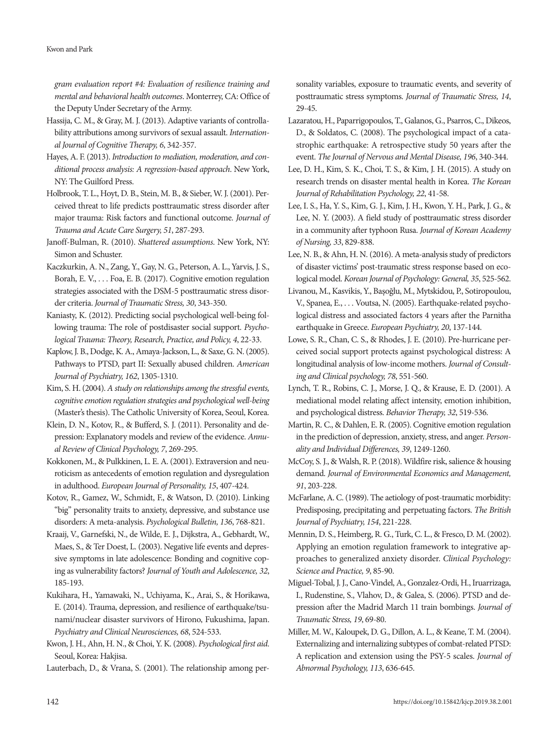*gram evaluation report #4: Evaluation of resilience training and mental and behavioral health outcomes*. Monterrey, CA: Office of the Deputy Under Secretary of the Army.

Hassija, C. M., & Gray, M. J. (2013). Adaptive variants of controllability attributions among survivors of sexual assault. *International Journal of Cognitive Therapy, 6*, 342-357.

Hayes, A. F. (2013). *Introduction to mediation, moderation, and conditional process analysis: A regression-based approach*. New York, NY: The Guilford Press.

Holbrook, T. L., Hoyt, D. B., Stein, M. B., & Sieber, W. J. (2001). Perceived threat to life predicts posttraumatic stress disorder after major trauma: Risk factors and functional outcome. *Journal of Trauma and Acute Care Surgery, 51*, 287-293.

Janoff-Bulman, R. (2010). *Shattered assumptions*. New York, NY: Simon and Schuster.

Kaczkurkin, A. N., Zang, Y., Gay, N. G., Peterson, A. L., Yarvis, J. S., Borah, E. V., . . . Foa, E. B. (2017). Cognitive emotion regulation strategies associated with the DSM-5 posttraumatic stress disorder criteria. *Journal of Traumatic Stress, 30*, 343-350.

Kaniasty, K. (2012). Predicting social psychological well-being following trauma: The role of postdisaster social support. *Psychological Trauma: Theory, Research, Practice, and Policy, 4*, 22-33.

Kaplow, J. B., Dodge, K. A., Amaya-Jackson, L., & Saxe, G. N. (2005). Pathways to PTSD, part II: Sexually abused children. *American Journal of Psychiatry, 162*, 1305-1310.

Kim, S. H. (2004). *A study on relationships among the stressful events, cognitive emotion regulation strategies and psychological well-being* (Master's thesis). The Catholic University of Korea, Seoul, Korea.

Klein, D. N., Kotov, R., & Bufferd, S. J. (2011). Personality and depression: Explanatory models and review of the evidence. *Annual Review of Clinical Psychology, 7*, 269-295.

Kokkonen, M., & Pulkkinen, L. E. A. (2001). Extraversion and neuroticism as antecedents of emotion regulation and dysregulation in adulthood. *European Journal of Personality, 15*, 407-424.

Kotov, R., Gamez, W., Schmidt, F., & Watson, D. (2010). Linking "big" personality traits to anxiety, depressive, and substance use disorders: A meta-analysis. *Psychological Bulletin, 136*, 768-821.

Kraaij, V., Garnefski, N., de Wilde, E. J., Dijkstra, A., Gebhardt, W., Maes, S., & Ter Doest, L. (2003). Negative life events and depressive symptoms in late adolescence: Bonding and cognitive coping as vulnerability factors? *Journal of Youth and Adolescence, 32*, 185-193.

Kukihara, H., Yamawaki, N., Uchiyama, K., Arai, S., & Horikawa, E. (2014). Trauma, depression, and resilience of earthquake/tsunami/nuclear disaster survivors of Hirono, Fukushima, Japan. *Psychiatry and Clinical Neurosciences, 68*, 524-533.

Kwon, J. H., Ahn, H. N., & Choi, Y. K. (2008). *Psychological first aid*. Seoul, Korea: Hakjisa.

Lauterbach, D., & Vrana, S. (2001). The relationship among personality variables, exposure to traumatic events, and severity of posttraumatic stress symptoms. *Journal of Traumatic Stress, 14*, 29-45.

Lazaratou, H., Paparrigopoulos, T., Galanos, G., Psarros, C., Dikeos, D., & Soldatos, C. (2008). The psychological impact of a catastrophic earthquake: A retrospective study 50 years after the event. *The Journal of Nervous and Mental Disease, 196*, 340-344.

Lee, D. H., Kim, S. K., Choi, T. S., & Kim, J. H. (2015). A study on research trends on disaster mental health in Korea. *The Korean Journal of Rehabilitation Psychology, 22*, 41-58.

Lee, I. S., Ha, Y. S., Kim, G. J., Kim, J. H., Kwon, Y. H., Park, J. G., & Lee, N. Y. (2003). A field study of posttraumatic stress disorder in a community after typhoon Rusa. *Journal of Korean Academy of Nursing, 33*, 829-838.

Lee, N. B., & Ahn, H. N. (2016). A meta-analysis study of predictors of disaster victims' post-traumatic stress response based on ecological model. *Korean Journal of Psychology: General, 35*, 525-562.

Livanou, M., Kasvikis, Y., Başoğlu, M., Mytskidou, P., Sotiropoulou, V., Spanea, E., . . . Voutsa, N. (2005). Earthquake-related psychological distress and associated factors 4 years after the Parnitha earthquake in Greece. *European Psychiatry, 20*, 137-144.

Lowe, S. R., Chan, C. S., & Rhodes, J. E. (2010). Pre-hurricane perceived social support protects against psychological distress: A longitudinal analysis of low-income mothers. *Journal of Consulting and Clinical psychology, 78*, 551-560.

Lynch, T. R., Robins, C. J., Morse, J. Q., & Krause, E. D. (2001). A mediational model relating affect intensity, emotion inhibition, and psychological distress. *Behavior Therapy, 32*, 519-536.

Martin, R. C., & Dahlen, E. R. (2005). Cognitive emotion regulation in the prediction of depression, anxiety, stress, and anger. *Personality and Individual Differences, 39*, 1249-1260.

McCoy, S. J., & Walsh, R. P. (2018). Wildfire risk, salience & housing demand. *Journal of Environmental Economics and Management, 91*, 203-228.

McFarlane, A. C. (1989). The aetiology of post-traumatic morbidity: Predisposing, precipitating and perpetuating factors. *The British Journal of Psychiatry, 154*, 221-228.

Mennin, D. S., Heimberg, R. G., Turk, C. L., & Fresco, D. M. (2002). Applying an emotion regulation framework to integrative approaches to generalized anxiety disorder. *Clinical Psychology: Science and Practice, 9*, 85-90.

Miguel-Tobal, J. J., Cano-Vindel, A., Gonzalez-Ordi, H., Iruarrizaga, I., Rudenstine, S., Vlahov, D., & Galea, S. (2006). PTSD and depression after the Madrid March 11 train bombings. *Journal of Traumatic Stress, 19*, 69-80.

Miller, M. W., Kaloupek, D. G., Dillon, A. L., & Keane, T. M. (2004). Externalizing and internalizing subtypes of combat-related PTSD: A replication and extension using the PSY-5 scales. *Journal of Abnormal Psychology, 113*, 636-645.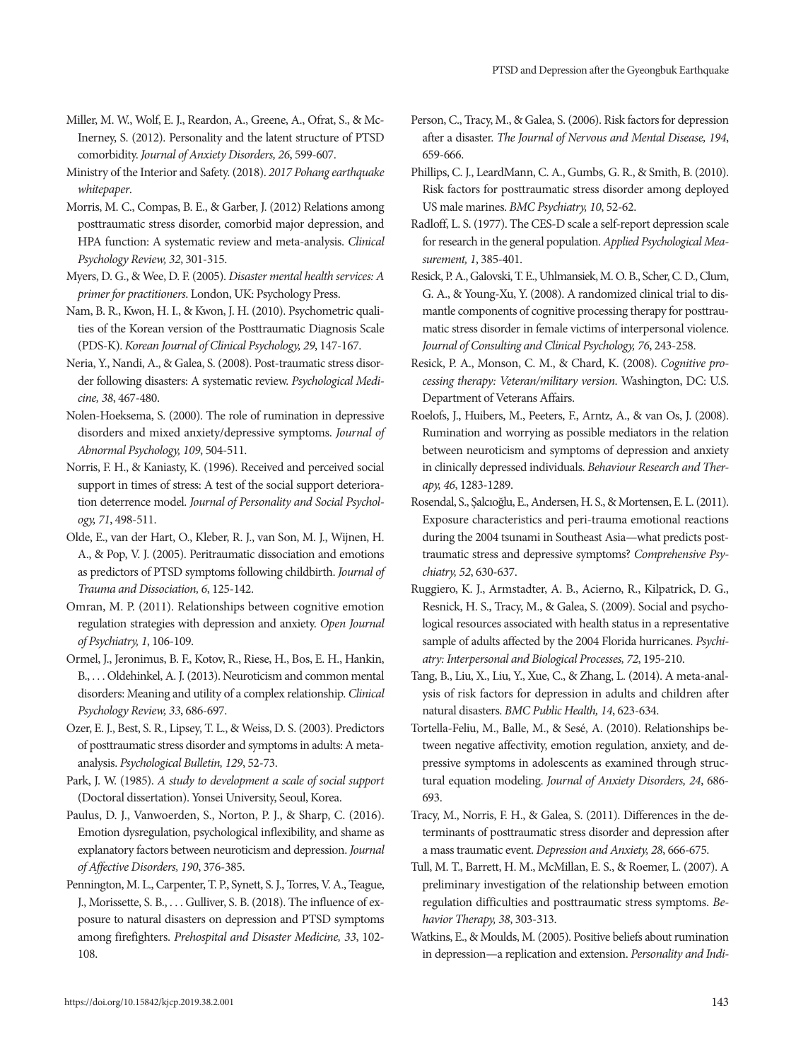Miller, M. W., Wolf, E. J., Reardon, A., Greene, A., Ofrat, S., & McInerney, S. (2012). Personality and the latent structure of PTSD comorbidity. *Journal of Anxiety Disorders, 26*, 599-607.

Ministry of the Interior and Safety. (2018). *2017 Pohang earthquake whitepaper*.

Morris, M. C., Compas, B. E., & Garber, J. (2012) Relations among posttraumatic stress disorder, comorbid major depression, and HPA function: A systematic review and meta-analysis. *Clinical Psychology Review, 32*, 301-315.

Myers, D. G., & Wee, D. F. (2005). *Disaster mental health services: A primer for practitioners*. London, UK: Psychology Press.

Nam, B. R., Kwon, H. I., & Kwon, J. H. (2010). Psychometric qualities of the Korean version of the Posttraumatic Diagnosis Scale (PDS-K). *Korean Journal of Clinical Psychology, 29*, 147-167.

Neria, Y., Nandi, A., & Galea, S. (2008). Post-traumatic stress disorder following disasters: A systematic review. *Psychological Medicine, 38*, 467-480.

Nolen-Hoeksema, S. (2000). The role of rumination in depressive disorders and mixed anxiety/depressive symptoms. *Journal of Abnormal Psychology, 109*, 504-511.

Norris, F. H., & Kaniasty, K. (1996). Received and perceived social support in times of stress: A test of the social support deterioration deterrence model. *Journal of Personality and Social Psychology, 71*, 498-511.

Olde, E., van der Hart, O., Kleber, R. J., van Son, M. J., Wijnen, H. A., & Pop, V. J. (2005). Peritraumatic dissociation and emotions as predictors of PTSD symptoms following childbirth. *Journal of Trauma and Dissociation, 6*, 125-142.

Omran, M. P. (2011). Relationships between cognitive emotion regulation strategies with depression and anxiety. *Open Journal of Psychiatry, 1*, 106-109.

Ormel, J., Jeronimus, B. F., Kotov, R., Riese, H., Bos, E. H., Hankin, B., . . . Oldehinkel, A. J. (2013). Neuroticism and common mental disorders: Meaning and utility of a complex relationship. *Clinical Psychology Review, 33*, 686-697.

Ozer, E. J., Best, S. R., Lipsey, T. L., & Weiss, D. S. (2003). Predictors of posttraumatic stress disorder and symptoms in adults: A meta-analysis. *Psychological Bulletin, 129*, 52-73.

Park, J. W. (1985). *A study to development a scale of social support* (Doctoral dissertation). Yonsei University, Seoul, Korea.

Paulus, D. J., Vanwoerden, S., Norton, P. J., & Sharp, C. (2016). Emotion dysregulation, psychological inflexibility, and shame as explanatory factors between neuroticism and depression. *Journal of Affective Disorders, 190*, 376-385.

Pennington, M. L., Carpenter, T. P., Synett, S. J., Torres, V. A., Teague, J., Morissette, S. B., . . . Gulliver, S. B. (2018). The influence of exposure to natural disasters on depression and PTSD symptoms among firefighters. *Prehospital and Disaster Medicine, 33*, 102-108.

Person, C., Tracy, M., & Galea, S. (2006). Risk factors for depression after a disaster. *The Journal of Nervous and Mental Disease, 194*, 659-666.

Phillips, C. J., LeardMann, C. A., Gumbs, G. R., & Smith, B. (2010). Risk factors for posttraumatic stress disorder among deployed US male marines. *BMC Psychiatry, 10*, 52-62.

Radloff, L. S. (1977). The CES-D scale a self-report depression scale for research in the general population. *Applied Psychological Measurement, 1*, 385-401.

Resick, P. A., Galovski, T. E., Uhlmansiek, M. O. B., Scher, C. D., Clum, G. A., & Young-Xu, Y. (2008). A randomized clinical trial to dismantle components of cognitive processing therapy for posttraumatic stress disorder in female victims of interpersonal violence. *Journal of Consulting and Clinical Psychology, 76*, 243-258.

Resick, P. A., Monson, C. M., & Chard, K. (2008). *Cognitive processing therapy: Veteran/military version*. Washington, DC: U.S. Department of Veterans Affairs.

Roelofs, J., Huibers, M., Peeters, F., Arntz, A., & van Os, J. (2008). Rumination and worrying as possible mediators in the relation between neuroticism and symptoms of depression and anxiety in clinically depressed individuals. *Behaviour Research and Therapy, 46*, 1283-1289.

Rosendal, S., Şalcıoğlu, E., Andersen, H. S., & Mortensen, E. L. (2011). Exposure characteristics and peri-trauma emotional reactions during the 2004 tsunami in Southeast Asia—what predicts posttraumatic stress and depressive symptoms? *Comprehensive Psychiatry, 52*, 630-637.

Ruggiero, K. J., Armstadter, A. B., Acierno, R., Kilpatrick, D. G., Resnick, H. S., Tracy, M., & Galea, S. (2009). Social and psychological resources associated with health status in a representative sample of adults affected by the 2004 Florida hurricanes. *Psychiatry: Interpersonal and Biological Processes, 72*, 195-210.

Tang, B., Liu, X., Liu, Y., Xue, C., & Zhang, L. (2014). A meta-analysis of risk factors for depression in adults and children after natural disasters. *BMC Public Health, 14*, 623-634.

Tortella-Feliu, M., Balle, M., & Sesé, A. (2010). Relationships between negative affectivity, emotion regulation, anxiety, and depressive symptoms in adolescents as examined through structural equation modeling. *Journal of Anxiety Disorders, 24*, 686-693.

Tracy, M., Norris, F. H., & Galea, S. (2011). Differences in the determinants of posttraumatic stress disorder and depression after a mass traumatic event. *Depression and Anxiety, 28*, 666-675.

Tull, M. T., Barrett, H. M., McMillan, E. S., & Roemer, L. (2007). A preliminary investigation of the relationship between emotion regulation difficulties and posttraumatic stress symptoms. *Behavior Therapy, 38*, 303-313.

Watkins, E., & Moulds, M. (2005). Positive beliefs about rumination in depression—a replication and extension. *Personality and Indi-*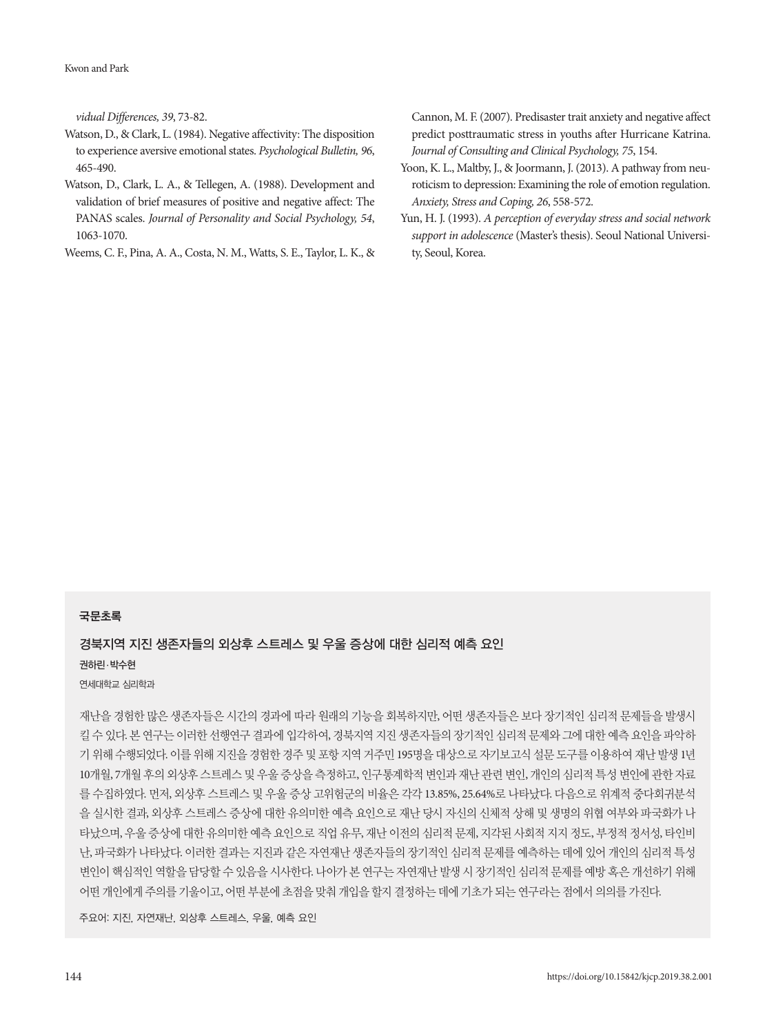vidual Differences, 39*, 73-82.

Watson, D., & Clark, L. (1984). Negative affectivity: The disposition to experience aversive emotional states. *Psychological Bulletin, 96*, 465-490.

Watson, D., Clark, L. A., & Tellegen, A. (1988). Development and validation of brief measures of positive and negative affect: The PANAS scales. *Journal of Personality and Social Psychology, 54*, 1063-1070.

Weems, C. F., Pina, A. A., Costa, N. M., Watts, S. E., Taylor, L. K., & Cannon, M. F. (2007). Predisaster trait anxiety and negative affect predict posttraumatic stress in youths after Hurricane Katrina. *Journal of Consulting and Clinical Psychology, 75*, 154.

Yoon, K. L., Maltby, J., & Joormann, J. (2013). A pathway from neuroticism to depression: Examining the role of emotion regulation. *Anxiety, Stress and Coping, 26*, 558-572.

Yun, H. J. (1993). *A perception of everyday stress and social network support in adolescence* (Master's thesis). Seoul National University, Seoul, Korea.

## 국문초록

### 경북지역 지진 생존자들의 외상후 스트레스 및 우울 증상에 대한 심리적 예측 요인

**권하린·박수현**

연세대학교 심리학과

재난을 경험한 많은 생존자들은 시간의 경과에 따라 원래의 기능을 회복하지만, 어떤 생존자들은 보다 장기적인 심리적 문제들을 발생시킬 수 있다. 본 연구는 이러한 선행연구 결과에 입각하여, 경북지역 지진 생존자들의 장기적인 심리적 문제와 그에 대한 예측 요인을 파악하기 위해 수행되었다. 이를 위해 지진을 경험한 경주 및 포항 지역 거주민 195명을 대상으로 자기보고식 설문 도구를 이용하여 재난 발생 1년 10개월, 7개월 후의 외상후 스트레스 및 우울 증상을 측정하고, 인구통계학적 변인과 재난 관련 변인, 개인의 심리적 특성 변인에 관한 자료를 수집하였다. 먼저, 외상후 스트레스 및 우울 증상 고위험군의 비율은 각각 13.85%, 25.64%로 나타났다. 다음으로 위계적 중다회귀분석을 실시한 결과, 외상후 스트레스 증상에 대한 유의미한 예측 요인으로 재난 당시 자신의 신체적 상해 및 생명의 위협 여부와 파국화가 나타났으며, 우울 증상에 대한 유의미한 예측 요인으로 직업 유무, 재난 이전의 심리적 문제, 지각된 사회적 지지 정도, 부정적 정서성, 타인비난, 파국화가 나타났다. 이러한 결과는 지진과 같은 자연재난 생존자들의 장기적인 심리적 문제를 예측하는 데에 있어 개인의 심리적 특성 변인이 핵심적인 역할을 담당할 수 있음을 시사한다. 나아가 본 연구는 자연재난 발생 시 장기적인 심리적 문제를 예방 혹은 개선하기 위해 어떤 개인에게 주의를 기울이고, 어떤 부분에 초점을 맞춰 개입을 할지 결정하는 데에 기초가 되는 연구라는 점에서 의의를 가진다.

주요어: 지진, 자연재난, 외상후 스트레스, 우울, 예측 요인